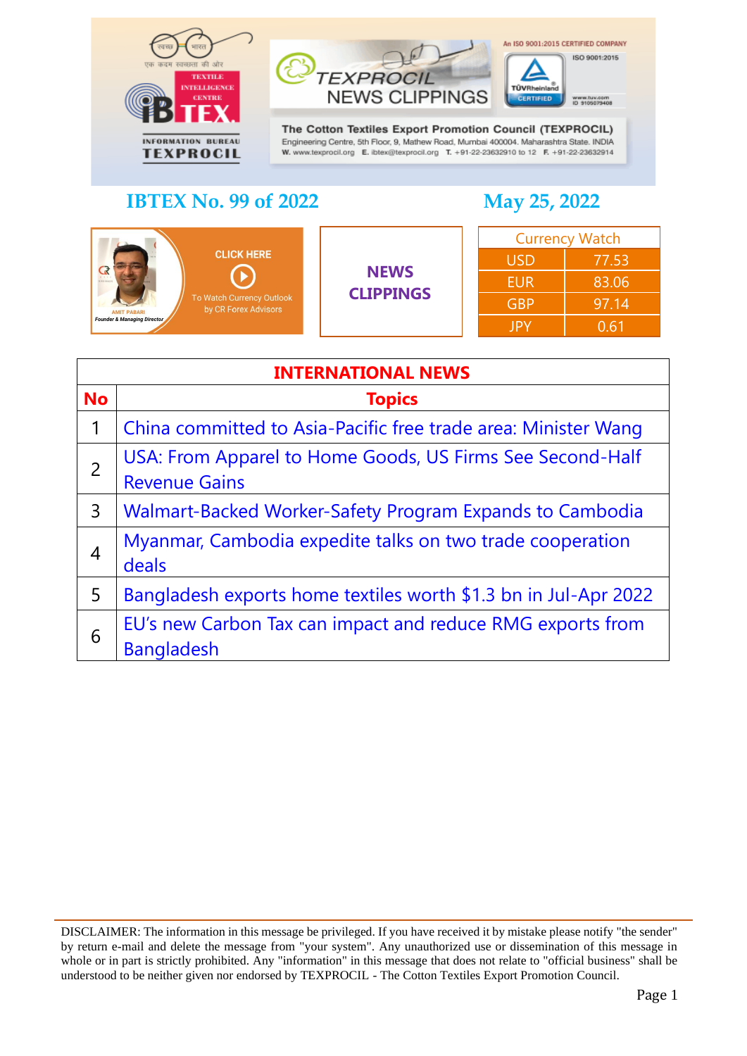An ISO 9001:2015 CERTIFIED COMPANY

**The Cotton Textiles Export Promotion Council (TEXPROCIL)**
Engineering Centre, 5th Floor, 9, Mathew Road, Mumbai 400004. Maharashtra State. INDIA
W. www.texprocil.org E. ibtex@texprocil.org T. +91-22-23632910 to 12 F. +91-22-23632914

TEXPROCIL NEWS CLIPPINGS

## IBTEX No. 99 of 2022

## May 25, 2022

CLICK HERE
To Watch Currency Outlook by CR Forex Advisors

AMIT PABARI
Founder & Managing Director

**NEWS CLIPPINGS**

| Currency Watch | |
|---|---|
| USD | 77.53 |
| EUR | 83.06 |
| GBP | 97.14 |
| JPY | 0.61 |

| INTERNATIONAL NEWS | |
|---|---|
| **No** | **Topics** |
| 1 | China committed to Asia-Pacific free trade area: Minister Wang |
| 2 | USA: From Apparel to Home Goods, US Firms See Second-Half Revenue Gains |
| 3 | Walmart-Backed Worker-Safety Program Expands to Cambodia |
| 4 | Myanmar, Cambodia expedite talks on two trade cooperation deals |
| 5 | Bangladesh exports home textiles worth $1.3 bn in Jul-Apr 2022 |
| 6 | EU's new Carbon Tax can impact and reduce RMG exports from Bangladesh |

DISCLAIMER: The information in this message be privileged. If you have received it by mistake please notify "the sender" by return e-mail and delete the message from "your system". Any unauthorized use or dissemination of this message in whole or in part is strictly prohibited. Any "information" in this message that does not relate to "official business" shall be understood to be neither given nor endorsed by TEXPROCIL - The Cotton Textiles Export Promotion Council.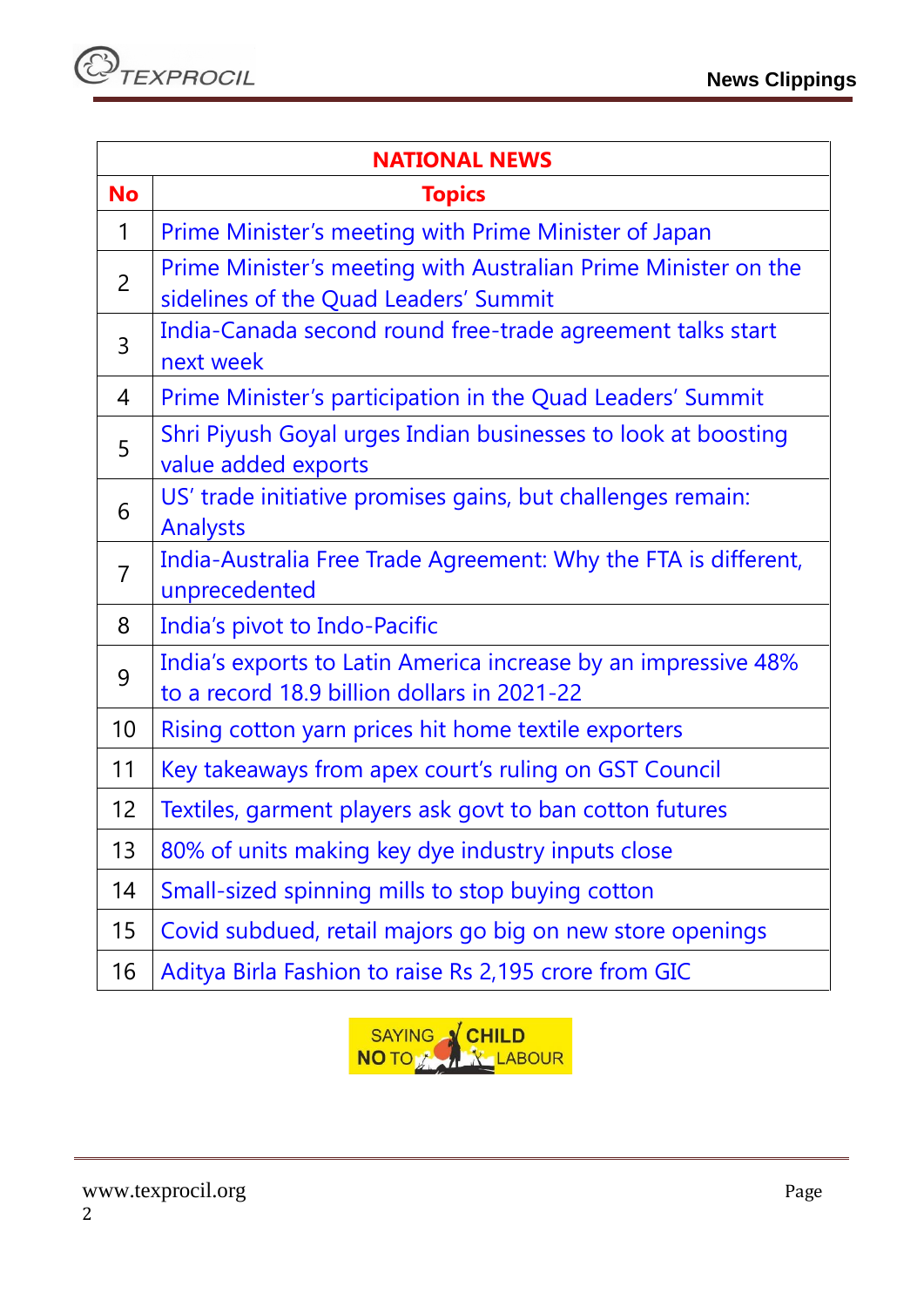| NATIONAL NEWS | |
|---|---|
| **No** | **Topics** |
| 1 | Prime Minister's meeting with Prime Minister of Japan |
| 2 | Prime Minister's meeting with Australian Prime Minister on the sidelines of the Quad Leaders' Summit |
| 3 | India-Canada second round free-trade agreement talks start next week |
| 4 | Prime Minister's participation in the Quad Leaders' Summit |
| 5 | Shri Piyush Goyal urges Indian businesses to look at boosting value added exports |
| 6 | US' trade initiative promises gains, but challenges remain: Analysts |
| 7 | India-Australia Free Trade Agreement: Why the FTA is different, unprecedented |
| 8 | India's pivot to Indo-Pacific |
| 9 | India's exports to Latin America increase by an impressive 48% to a record 18.9 billion dollars in 2021-22 |
| 10 | Rising cotton yarn prices hit home textile exporters |
| 11 | Key takeaways from apex court's ruling on GST Council |
| 12 | Textiles, garment players ask govt to ban cotton futures |
| 13 | 80% of units making key dye industry inputs close |
| 14 | Small-sized spinning mills to stop buying cotton |
| 15 | Covid subdued, retail majors go big on new store openings |
| 16 | Aditya Birla Fashion to raise Rs 2,195 crore from GIC |

SAYING NO TO CHILD LABOUR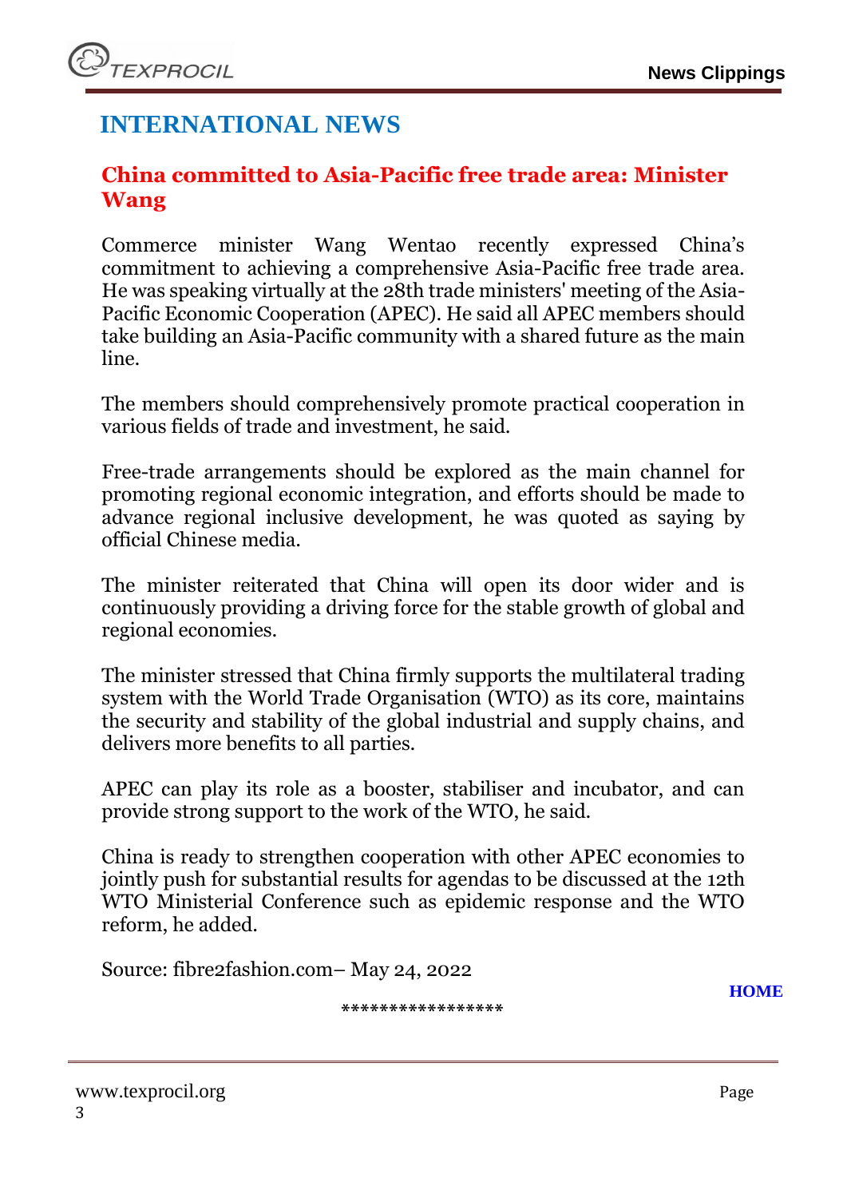## INTERNATIONAL NEWS

### China committed to Asia-Pacific free trade area: Minister Wang

Commerce minister Wang Wentao recently expressed China's commitment to achieving a comprehensive Asia-Pacific free trade area. He was speaking virtually at the 28th trade ministers' meeting of the Asia-Pacific Economic Cooperation (APEC). He said all APEC members should take building an Asia-Pacific community with a shared future as the main line.

The members should comprehensively promote practical cooperation in various fields of trade and investment, he said.

Free-trade arrangements should be explored as the main channel for promoting regional economic integration, and efforts should be made to advance regional inclusive development, he was quoted as saying by official Chinese media.

The minister reiterated that China will open its door wider and is continuously providing a driving force for the stable growth of global and regional economies.

The minister stressed that China firmly supports the multilateral trading system with the World Trade Organisation (WTO) as its core, maintains the security and stability of the global industrial and supply chains, and delivers more benefits to all parties.

APEC can play its role as a booster, stabiliser and incubator, and can provide strong support to the work of the WTO, he said.

China is ready to strengthen cooperation with other APEC economies to jointly push for substantial results for agendas to be discussed at the 12th WTO Ministerial Conference such as epidemic response and the WTO reform, he added.

Source: fibre2fashion.com– May 24, 2022

**HOME**

*****************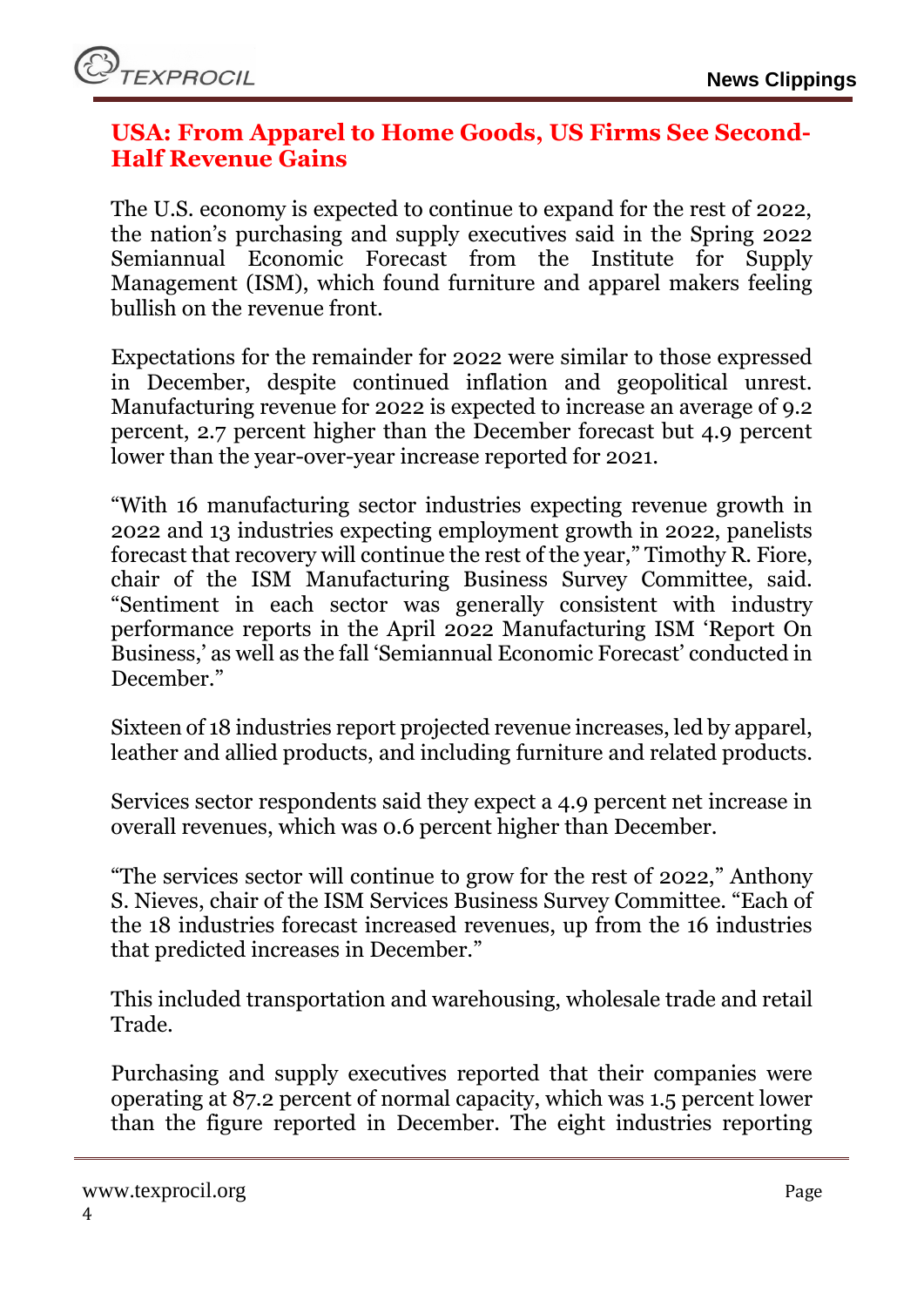## USA: From Apparel to Home Goods, US Firms See Second-Half Revenue Gains

The U.S. economy is expected to continue to expand for the rest of 2022, the nation's purchasing and supply executives said in the Spring 2022 Semiannual Economic Forecast from the Institute for Supply Management (ISM), which found furniture and apparel makers feeling bullish on the revenue front.

Expectations for the remainder for 2022 were similar to those expressed in December, despite continued inflation and geopolitical unrest. Manufacturing revenue for 2022 is expected to increase an average of 9.2 percent, 2.7 percent higher than the December forecast but 4.9 percent lower than the year-over-year increase reported for 2021.

"With 16 manufacturing sector industries expecting revenue growth in 2022 and 13 industries expecting employment growth in 2022, panelists forecast that recovery will continue the rest of the year," Timothy R. Fiore, chair of the ISM Manufacturing Business Survey Committee, said. "Sentiment in each sector was generally consistent with industry performance reports in the April 2022 Manufacturing ISM 'Report On Business,' as well as the fall 'Semiannual Economic Forecast' conducted in December."

Sixteen of 18 industries report projected revenue increases, led by apparel, leather and allied products, and including furniture and related products.

Services sector respondents said they expect a 4.9 percent net increase in overall revenues, which was 0.6 percent higher than December.

"The services sector will continue to grow for the rest of 2022," Anthony S. Nieves, chair of the ISM Services Business Survey Committee. "Each of the 18 industries forecast increased revenues, up from the 16 industries that predicted increases in December."

This included transportation and warehousing, wholesale trade and retail Trade.

Purchasing and supply executives reported that their companies were operating at 87.2 percent of normal capacity, which was 1.5 percent lower than the figure reported in December. The eight industries reporting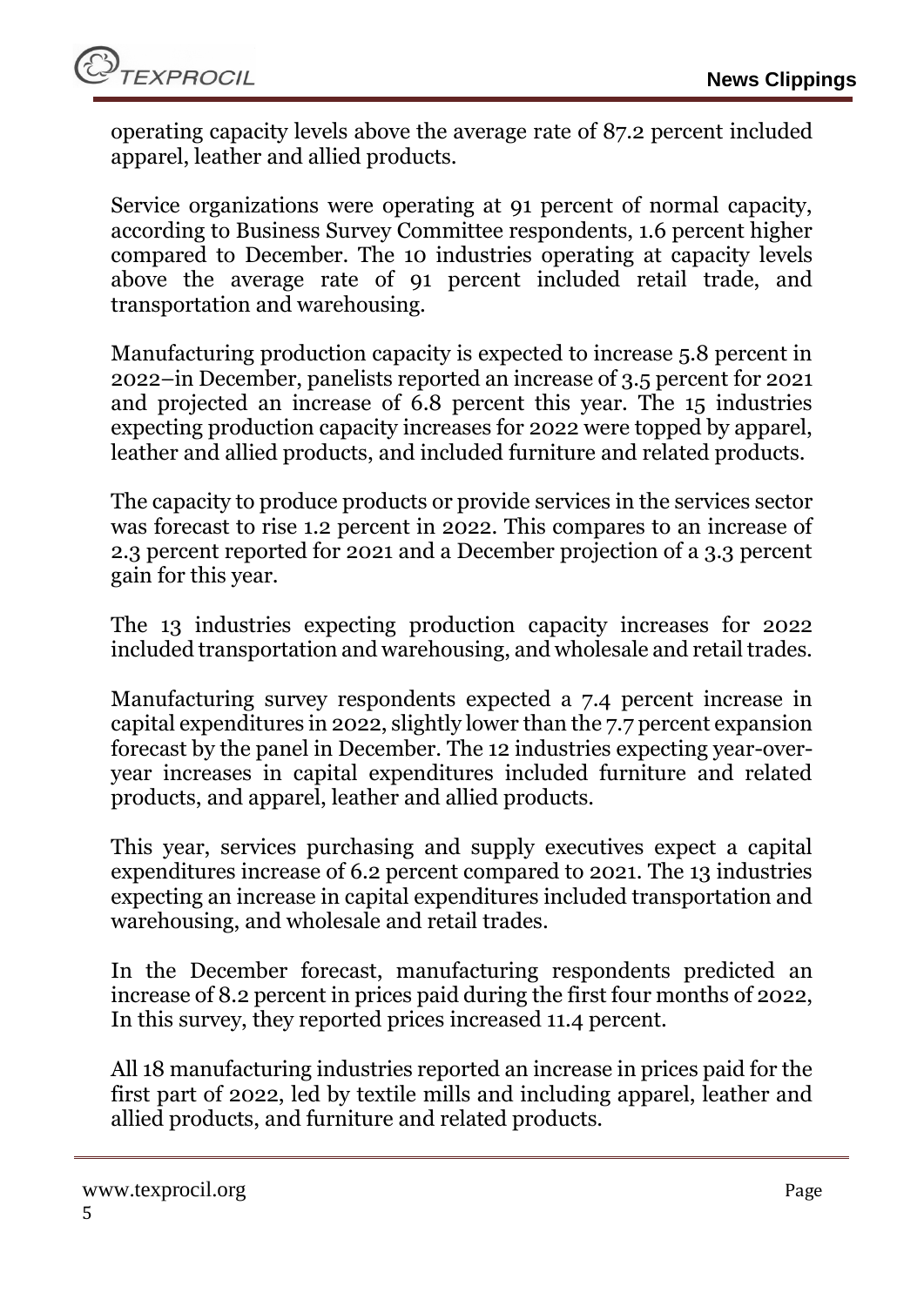operating capacity levels above the average rate of 87.2 percent included apparel, leather and allied products.

Service organizations were operating at 91 percent of normal capacity, according to Business Survey Committee respondents, 1.6 percent higher compared to December. The 10 industries operating at capacity levels above the average rate of 91 percent included retail trade, and transportation and warehousing.

Manufacturing production capacity is expected to increase 5.8 percent in 2022–in December, panelists reported an increase of 3.5 percent for 2021 and projected an increase of 6.8 percent this year. The 15 industries expecting production capacity increases for 2022 were topped by apparel, leather and allied products, and included furniture and related products.

The capacity to produce products or provide services in the services sector was forecast to rise 1.2 percent in 2022. This compares to an increase of 2.3 percent reported for 2021 and a December projection of a 3.3 percent gain for this year.

The 13 industries expecting production capacity increases for 2022 included transportation and warehousing, and wholesale and retail trades.

Manufacturing survey respondents expected a 7.4 percent increase in capital expenditures in 2022, slightly lower than the 7.7 percent expansion forecast by the panel in December. The 12 industries expecting year-over-year increases in capital expenditures included furniture and related products, and apparel, leather and allied products.

This year, services purchasing and supply executives expect a capital expenditures increase of 6.2 percent compared to 2021. The 13 industries expecting an increase in capital expenditures included transportation and warehousing, and wholesale and retail trades.

In the December forecast, manufacturing respondents predicted an increase of 8.2 percent in prices paid during the first four months of 2022, In this survey, they reported prices increased 11.4 percent.

All 18 manufacturing industries reported an increase in prices paid for the first part of 2022, led by textile mills and including apparel, leather and allied products, and furniture and related products.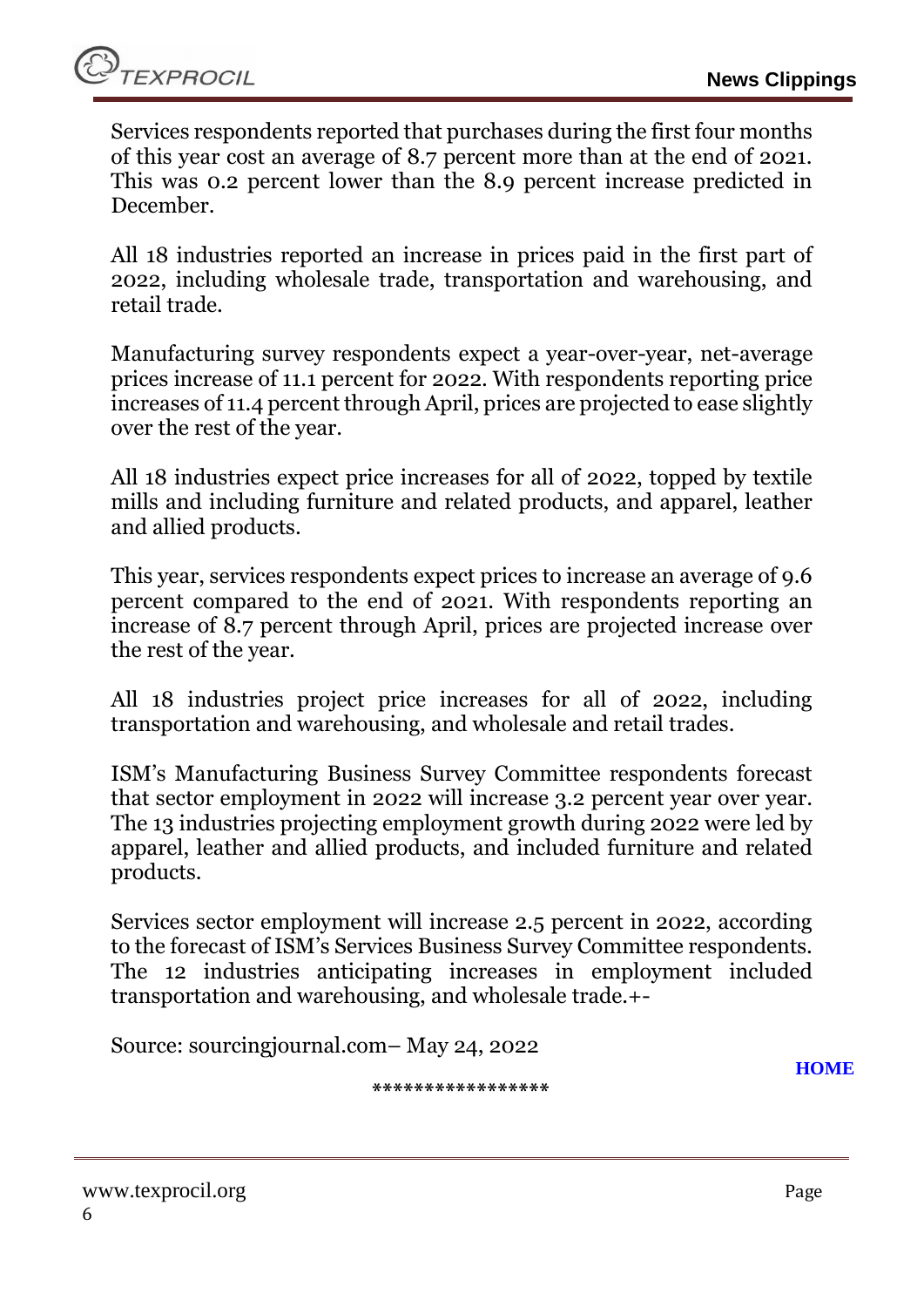Services respondents reported that purchases during the first four months of this year cost an average of 8.7 percent more than at the end of 2021. This was 0.2 percent lower than the 8.9 percent increase predicted in December.

All 18 industries reported an increase in prices paid in the first part of 2022, including wholesale trade, transportation and warehousing, and retail trade.

Manufacturing survey respondents expect a year-over-year, net-average prices increase of 11.1 percent for 2022. With respondents reporting price increases of 11.4 percent through April, prices are projected to ease slightly over the rest of the year.

All 18 industries expect price increases for all of 2022, topped by textile mills and including furniture and related products, and apparel, leather and allied products.

This year, services respondents expect prices to increase an average of 9.6 percent compared to the end of 2021. With respondents reporting an increase of 8.7 percent through April, prices are projected increase over the rest of the year.

All 18 industries project price increases for all of 2022, including transportation and warehousing, and wholesale and retail trades.

ISM's Manufacturing Business Survey Committee respondents forecast that sector employment in 2022 will increase 3.2 percent year over year. The 13 industries projecting employment growth during 2022 were led by apparel, leather and allied products, and included furniture and related products.

Services sector employment will increase 2.5 percent in 2022, according to the forecast of ISM's Services Business Survey Committee respondents. The 12 industries anticipating increases in employment included transportation and warehousing, and wholesale trade.+-

Source: sourcingjournal.com– May 24, 2022

**HOME**

*****************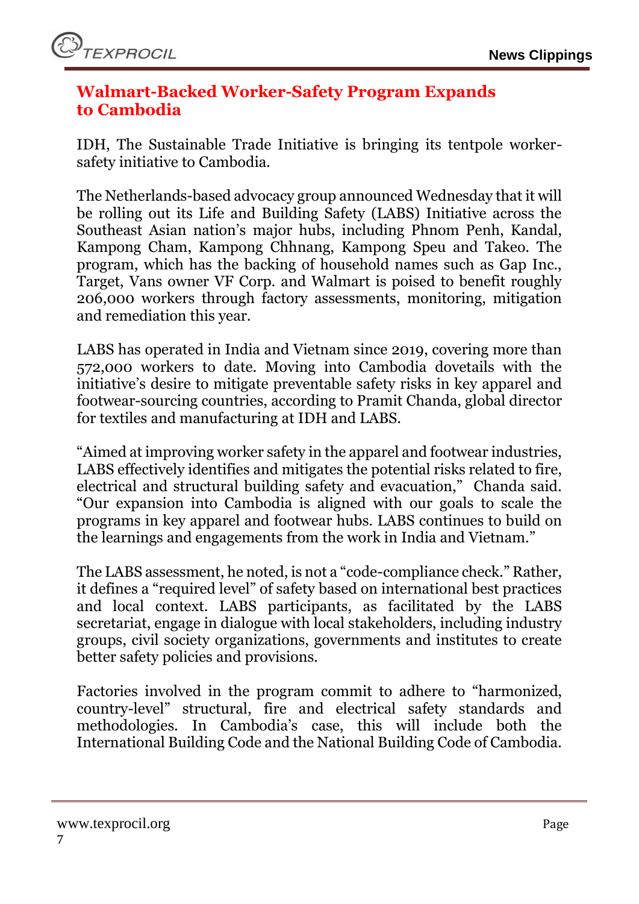## Walmart-Backed Worker-Safety Program Expands to Cambodia

IDH, The Sustainable Trade Initiative is bringing its tentpole worker-safety initiative to Cambodia.

The Netherlands-based advocacy group announced Wednesday that it will be rolling out its Life and Building Safety (LABS) Initiative across the Southeast Asian nation's major hubs, including Phnom Penh, Kandal, Kampong Cham, Kampong Chhnang, Kampong Speu and Takeo. The program, which has the backing of household names such as Gap Inc., Target, Vans owner VF Corp. and Walmart is poised to benefit roughly 206,000 workers through factory assessments, monitoring, mitigation and remediation this year.

LABS has operated in India and Vietnam since 2019, covering more than 572,000 workers to date. Moving into Cambodia dovetails with the initiative's desire to mitigate preventable safety risks in key apparel and footwear-sourcing countries, according to Pramit Chanda, global director for textiles and manufacturing at IDH and LABS.

"Aimed at improving worker safety in the apparel and footwear industries, LABS effectively identifies and mitigates the potential risks related to fire, electrical and structural building safety and evacuation," Chanda said. "Our expansion into Cambodia is aligned with our goals to scale the programs in key apparel and footwear hubs. LABS continues to build on the learnings and engagements from the work in India and Vietnam."

The LABS assessment, he noted, is not a "code-compliance check." Rather, it defines a "required level" of safety based on international best practices and local context. LABS participants, as facilitated by the LABS secretariat, engage in dialogue with local stakeholders, including industry groups, civil society organizations, governments and institutes to create better safety policies and provisions.

Factories involved in the program commit to adhere to "harmonized, country-level" structural, fire and electrical safety standards and methodologies. In Cambodia's case, this will include both the International Building Code and the National Building Code of Cambodia.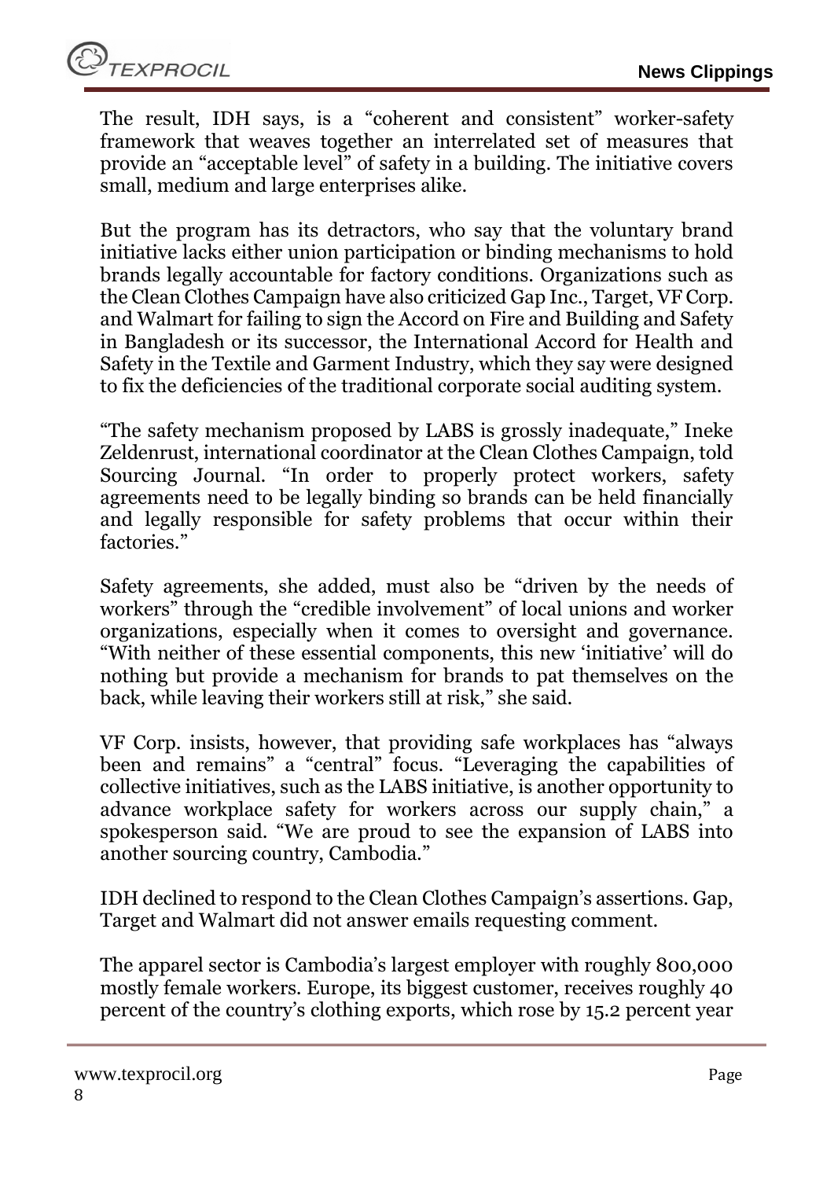The result, IDH says, is a "coherent and consistent" worker-safety framework that weaves together an interrelated set of measures that provide an "acceptable level" of safety in a building. The initiative covers small, medium and large enterprises alike.

But the program has its detractors, who say that the voluntary brand initiative lacks either union participation or binding mechanisms to hold brands legally accountable for factory conditions. Organizations such as the Clean Clothes Campaign have also criticized Gap Inc., Target, VF Corp. and Walmart for failing to sign the Accord on Fire and Building and Safety in Bangladesh or its successor, the International Accord for Health and Safety in the Textile and Garment Industry, which they say were designed to fix the deficiencies of the traditional corporate social auditing system.

"The safety mechanism proposed by LABS is grossly inadequate," Ineke Zeldenrust, international coordinator at the Clean Clothes Campaign, told Sourcing Journal. "In order to properly protect workers, safety agreements need to be legally binding so brands can be held financially and legally responsible for safety problems that occur within their factories."

Safety agreements, she added, must also be "driven by the needs of workers" through the "credible involvement" of local unions and worker organizations, especially when it comes to oversight and governance. "With neither of these essential components, this new 'initiative' will do nothing but provide a mechanism for brands to pat themselves on the back, while leaving their workers still at risk," she said.

VF Corp. insists, however, that providing safe workplaces has "always been and remains" a "central" focus. "Leveraging the capabilities of collective initiatives, such as the LABS initiative, is another opportunity to advance workplace safety for workers across our supply chain," a spokesperson said. "We are proud to see the expansion of LABS into another sourcing country, Cambodia."

IDH declined to respond to the Clean Clothes Campaign's assertions. Gap, Target and Walmart did not answer emails requesting comment.

The apparel sector is Cambodia's largest employer with roughly 800,000 mostly female workers. Europe, its biggest customer, receives roughly 40 percent of the country's clothing exports, which rose by 15.2 percent year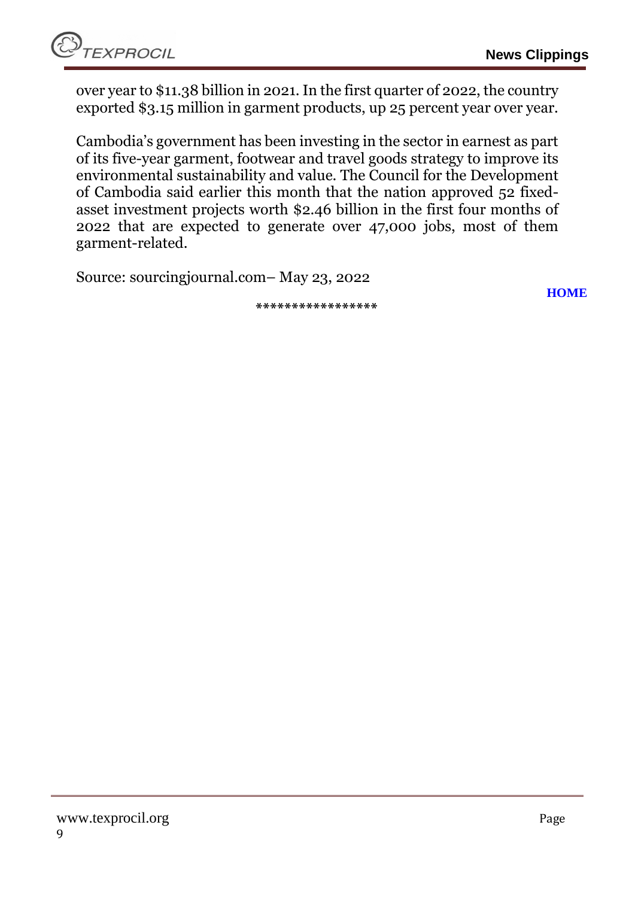over year to $11.38 billion in 2021. In the first quarter of 2022, the country exported $3.15 million in garment products, up 25 percent year over year.

Cambodia's government has been investing in the sector in earnest as part of its five-year garment, footwear and travel goods strategy to improve its environmental sustainability and value. The Council for the Development of Cambodia said earlier this month that the nation approved 52 fixed-asset investment projects worth $2.46 billion in the first four months of 2022 that are expected to generate over 47,000 jobs, most of them garment-related.

Source: sourcingjournal.com– May 23, 2022

**HOME**

*****************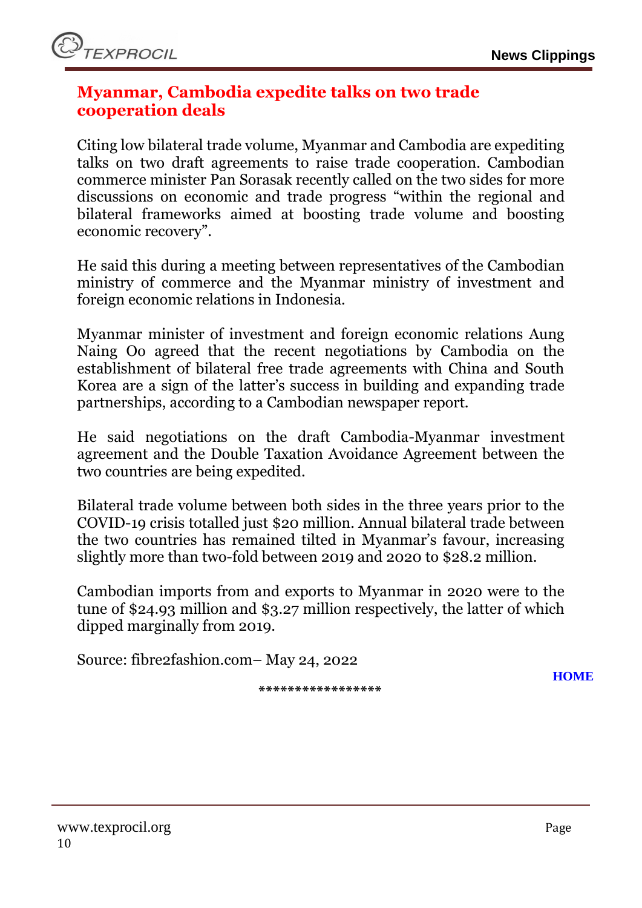## Myanmar, Cambodia expedite talks on two trade cooperation deals

Citing low bilateral trade volume, Myanmar and Cambodia are expediting talks on two draft agreements to raise trade cooperation. Cambodian commerce minister Pan Sorasak recently called on the two sides for more discussions on economic and trade progress "within the regional and bilateral frameworks aimed at boosting trade volume and boosting economic recovery".

He said this during a meeting between representatives of the Cambodian ministry of commerce and the Myanmar ministry of investment and foreign economic relations in Indonesia.

Myanmar minister of investment and foreign economic relations Aung Naing Oo agreed that the recent negotiations by Cambodia on the establishment of bilateral free trade agreements with China and South Korea are a sign of the latter's success in building and expanding trade partnerships, according to a Cambodian newspaper report.

He said negotiations on the draft Cambodia-Myanmar investment agreement and the Double Taxation Avoidance Agreement between the two countries are being expedited.

Bilateral trade volume between both sides in the three years prior to the COVID-19 crisis totalled just $20 million. Annual bilateral trade between the two countries has remained tilted in Myanmar's favour, increasing slightly more than two-fold between 2019 and 2020 to $28.2 million.

Cambodian imports from and exports to Myanmar in 2020 were to the tune of $24.93 million and $3.27 million respectively, the latter of which dipped marginally from 2019.

Source: fibre2fashion.com– May 24, 2022

HOME

*****************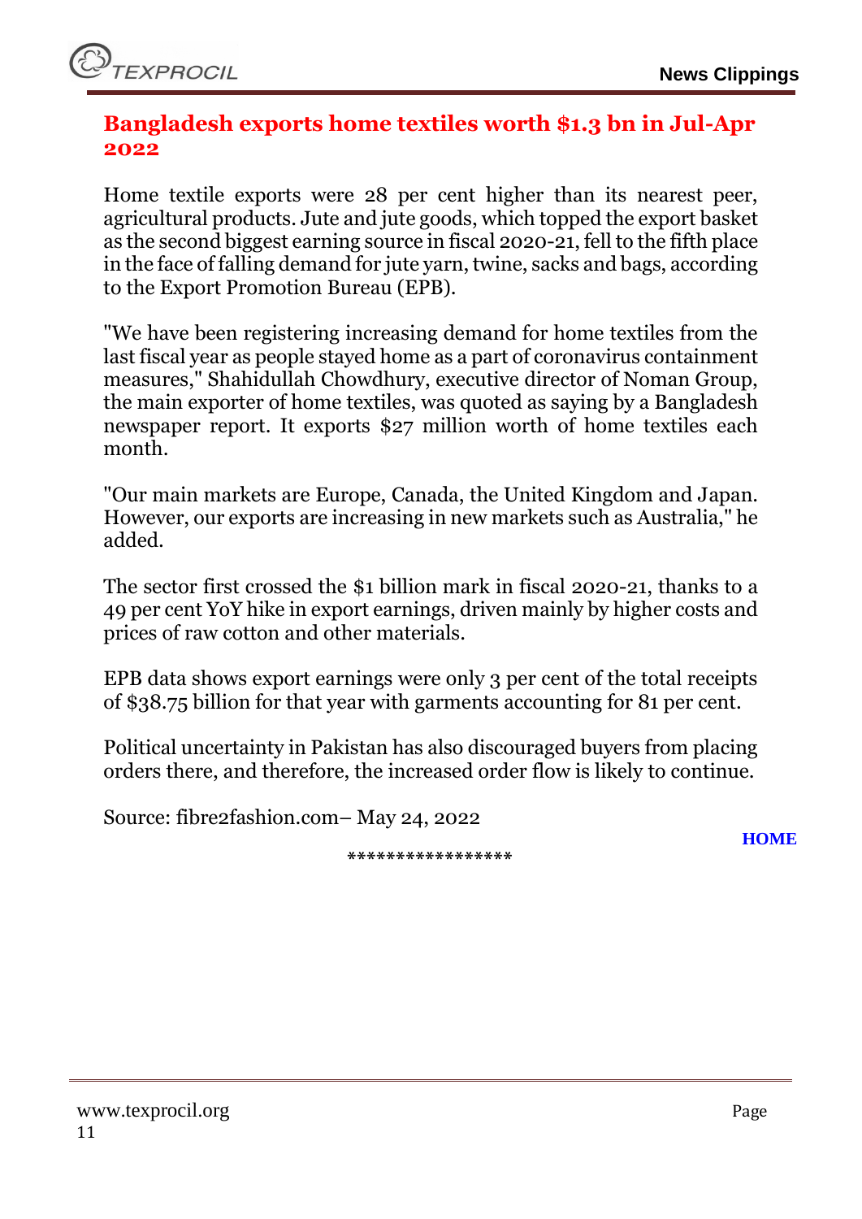## Bangladesh exports home textiles worth $1.3 bn in Jul-Apr 2022

Home textile exports were 28 per cent higher than its nearest peer, agricultural products. Jute and jute goods, which topped the export basket as the second biggest earning source in fiscal 2020-21, fell to the fifth place in the face of falling demand for jute yarn, twine, sacks and bags, according to the Export Promotion Bureau (EPB).

"We have been registering increasing demand for home textiles from the last fiscal year as people stayed home as a part of coronavirus containment measures," Shahidullah Chowdhury, executive director of Noman Group, the main exporter of home textiles, was quoted as saying by a Bangladesh newspaper report. It exports $27 million worth of home textiles each month.

"Our main markets are Europe, Canada, the United Kingdom and Japan. However, our exports are increasing in new markets such as Australia," he added.

The sector first crossed the $1 billion mark in fiscal 2020-21, thanks to a 49 per cent YoY hike in export earnings, driven mainly by higher costs and prices of raw cotton and other materials.

EPB data shows export earnings were only 3 per cent of the total receipts of $38.75 billion for that year with garments accounting for 81 per cent.

Political uncertainty in Pakistan has also discouraged buyers from placing orders there, and therefore, the increased order flow is likely to continue.

Source: fibre2fashion.com– May 24, 2022

HOME

*****************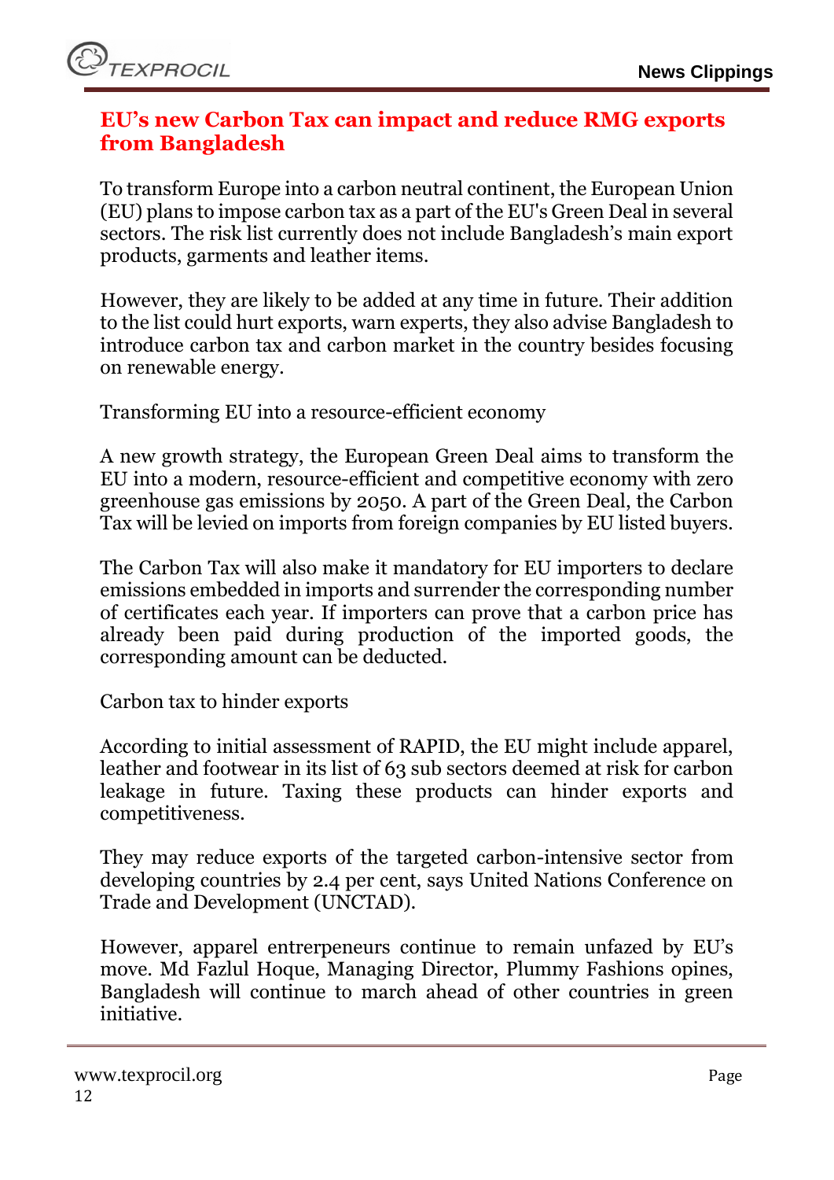## EU's new Carbon Tax can impact and reduce RMG exports from Bangladesh

To transform Europe into a carbon neutral continent, the European Union (EU) plans to impose carbon tax as a part of the EU's Green Deal in several sectors. The risk list currently does not include Bangladesh's main export products, garments and leather items.

However, they are likely to be added at any time in future. Their addition to the list could hurt exports, warn experts, they also advise Bangladesh to introduce carbon tax and carbon market in the country besides focusing on renewable energy.

Transforming EU into a resource-efficient economy

A new growth strategy, the European Green Deal aims to transform the EU into a modern, resource-efficient and competitive economy with zero greenhouse gas emissions by 2050. A part of the Green Deal, the Carbon Tax will be levied on imports from foreign companies by EU listed buyers.

The Carbon Tax will also make it mandatory for EU importers to declare emissions embedded in imports and surrender the corresponding number of certificates each year. If importers can prove that a carbon price has already been paid during production of the imported goods, the corresponding amount can be deducted.

Carbon tax to hinder exports

According to initial assessment of RAPID, the EU might include apparel, leather and footwear in its list of 63 sub sectors deemed at risk for carbon leakage in future. Taxing these products can hinder exports and competitiveness.

They may reduce exports of the targeted carbon-intensive sector from developing countries by 2.4 per cent, says United Nations Conference on Trade and Development (UNCTAD).

However, apparel entrerpeneurs continue to remain unfazed by EU's move. Md Fazlul Hoque, Managing Director, Plummy Fashions opines, Bangladesh will continue to march ahead of other countries in green initiative.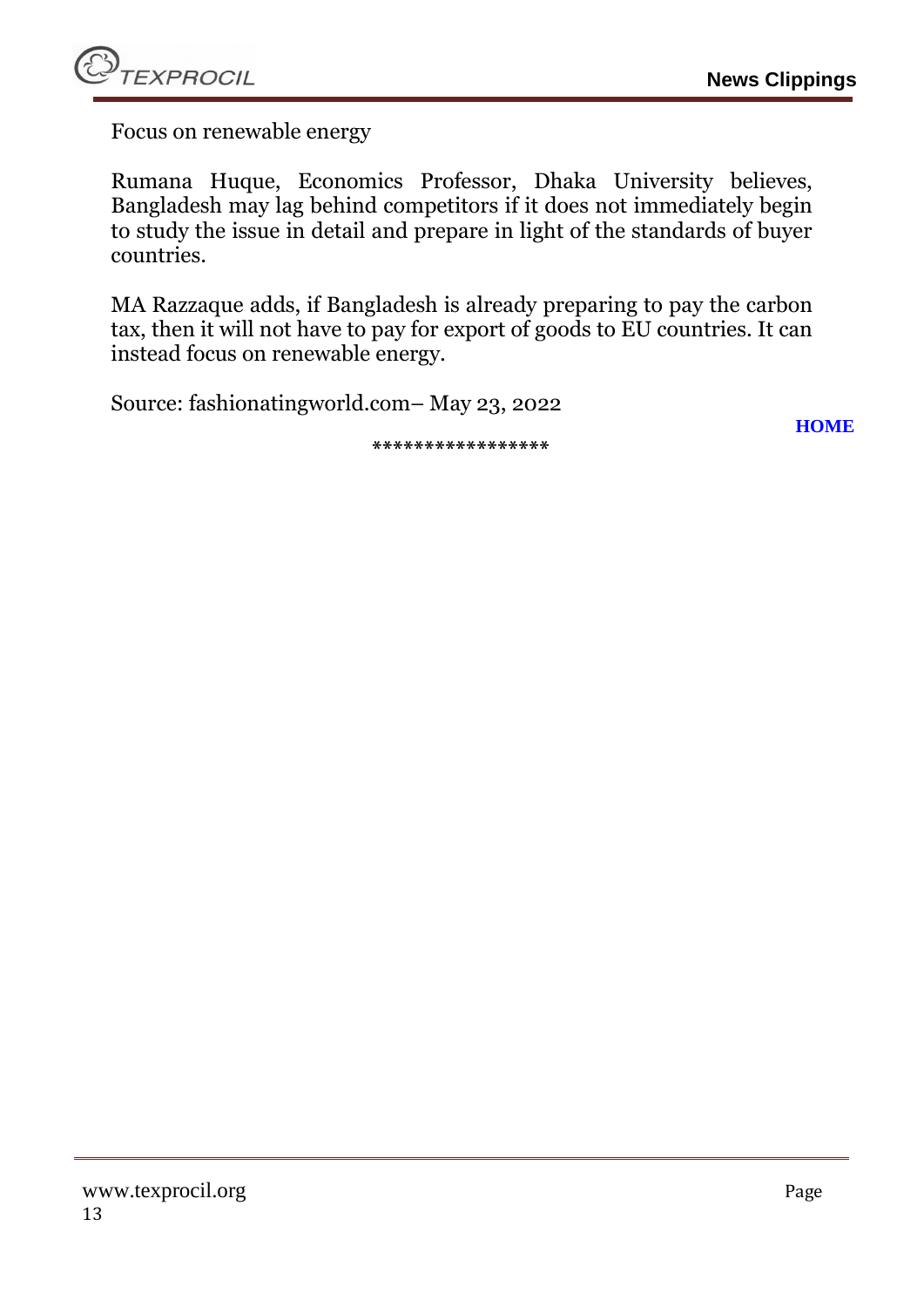Focus on renewable energy

Rumana Huque, Economics Professor, Dhaka University believes, Bangladesh may lag behind competitors if it does not immediately begin to study the issue in detail and prepare in light of the standards of buyer countries.

MA Razzaque adds, if Bangladesh is already preparing to pay the carbon tax, then it will not have to pay for export of goods to EU countries. It can instead focus on renewable energy.

Source: fashionatingworld.com– May 23, 2022

**HOME**

*****************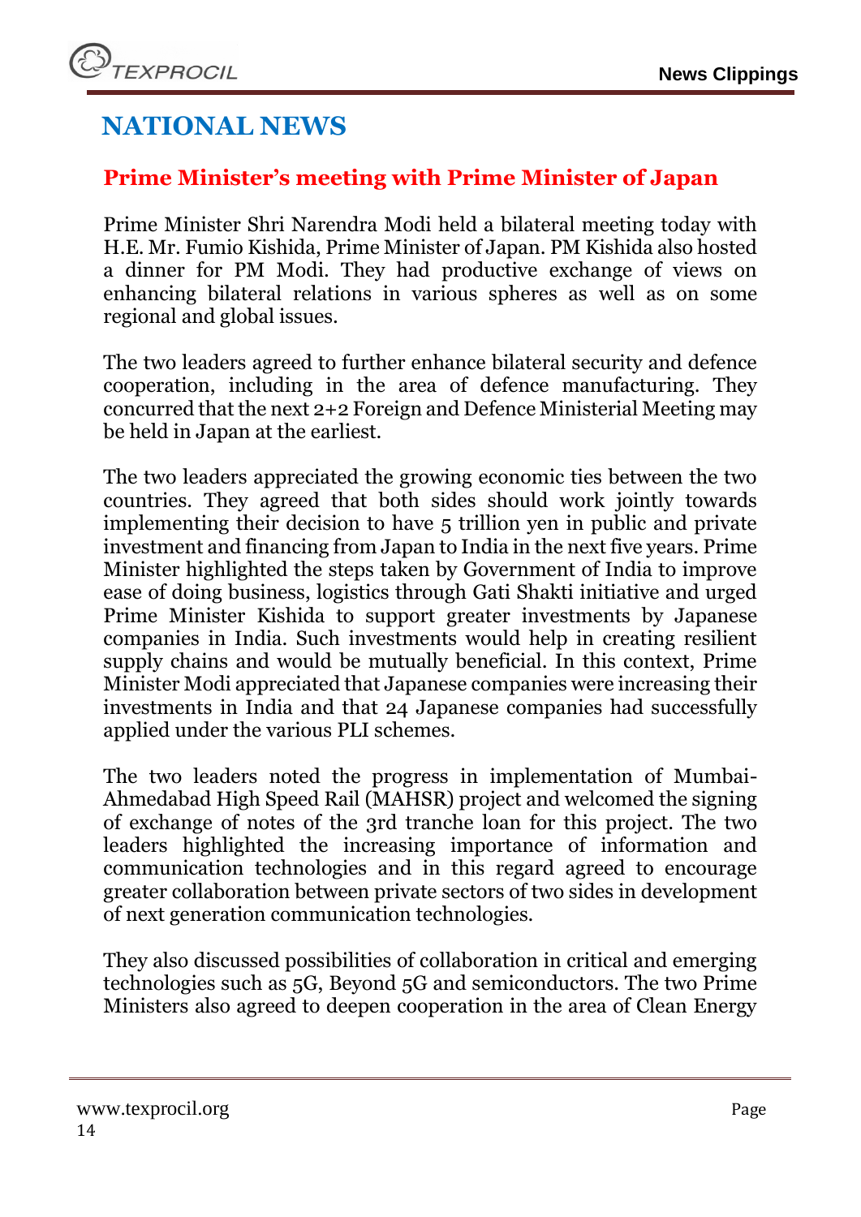# NATIONAL NEWS

## Prime Minister's meeting with Prime Minister of Japan

Prime Minister Shri Narendra Modi held a bilateral meeting today with H.E. Mr. Fumio Kishida, Prime Minister of Japan. PM Kishida also hosted a dinner for PM Modi. They had productive exchange of views on enhancing bilateral relations in various spheres as well as on some regional and global issues.

The two leaders agreed to further enhance bilateral security and defence cooperation, including in the area of defence manufacturing. They concurred that the next 2+2 Foreign and Defence Ministerial Meeting may be held in Japan at the earliest.

The two leaders appreciated the growing economic ties between the two countries. They agreed that both sides should work jointly towards implementing their decision to have 5 trillion yen in public and private investment and financing from Japan to India in the next five years. Prime Minister highlighted the steps taken by Government of India to improve ease of doing business, logistics through Gati Shakti initiative and urged Prime Minister Kishida to support greater investments by Japanese companies in India. Such investments would help in creating resilient supply chains and would be mutually beneficial. In this context, Prime Minister Modi appreciated that Japanese companies were increasing their investments in India and that 24 Japanese companies had successfully applied under the various PLI schemes.

The two leaders noted the progress in implementation of Mumbai-Ahmedabad High Speed Rail (MAHSR) project and welcomed the signing of exchange of notes of the 3rd tranche loan for this project. The two leaders highlighted the increasing importance of information and communication technologies and in this regard agreed to encourage greater collaboration between private sectors of two sides in development of next generation communication technologies.

They also discussed possibilities of collaboration in critical and emerging technologies such as 5G, Beyond 5G and semiconductors. The two Prime Ministers also agreed to deepen cooperation in the area of Clean Energy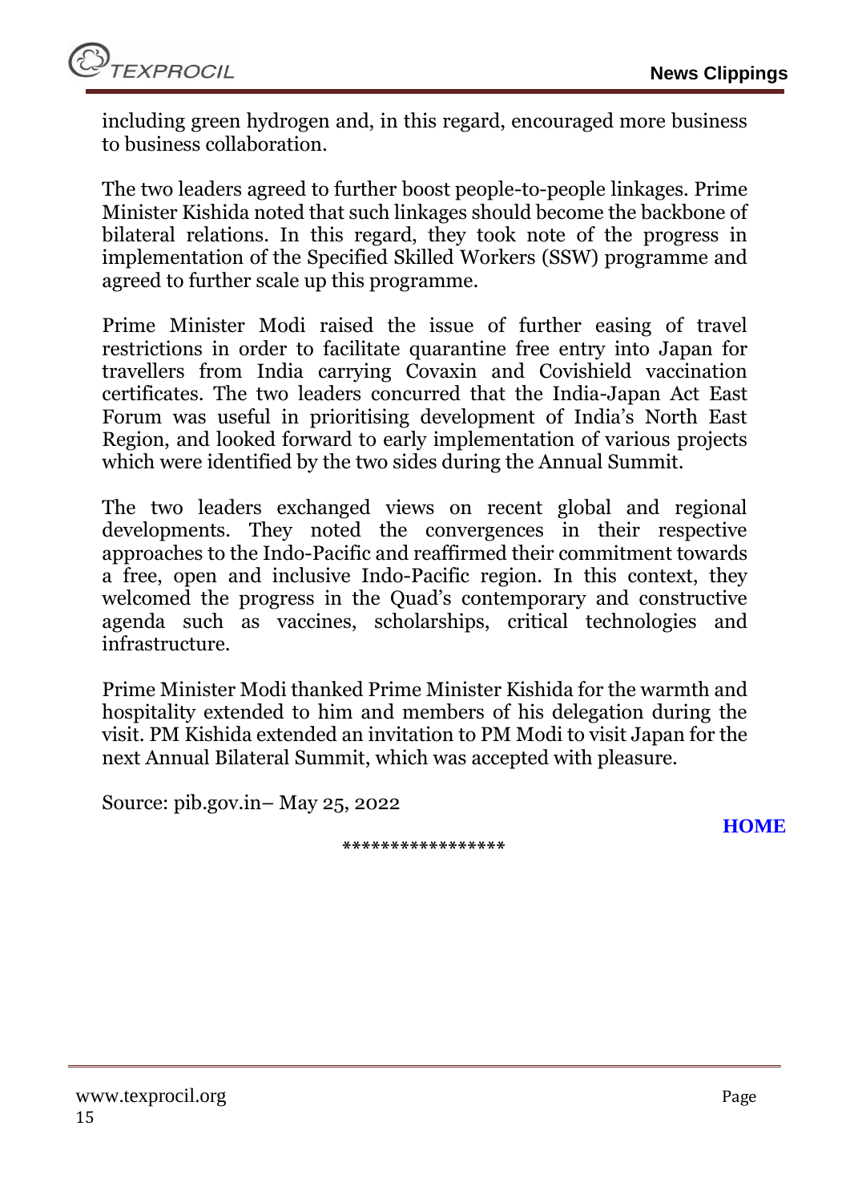including green hydrogen and, in this regard, encouraged more business to business collaboration.

The two leaders agreed to further boost people-to-people linkages. Prime Minister Kishida noted that such linkages should become the backbone of bilateral relations. In this regard, they took note of the progress in implementation of the Specified Skilled Workers (SSW) programme and agreed to further scale up this programme.

Prime Minister Modi raised the issue of further easing of travel restrictions in order to facilitate quarantine free entry into Japan for travellers from India carrying Covaxin and Covishield vaccination certificates. The two leaders concurred that the India-Japan Act East Forum was useful in prioritising development of India's North East Region, and looked forward to early implementation of various projects which were identified by the two sides during the Annual Summit.

The two leaders exchanged views on recent global and regional developments. They noted the convergences in their respective approaches to the Indo-Pacific and reaffirmed their commitment towards a free, open and inclusive Indo-Pacific region. In this context, they welcomed the progress in the Quad's contemporary and constructive agenda such as vaccines, scholarships, critical technologies and infrastructure.

Prime Minister Modi thanked Prime Minister Kishida for the warmth and hospitality extended to him and members of his delegation during the visit. PM Kishida extended an invitation to PM Modi to visit Japan for the next Annual Bilateral Summit, which was accepted with pleasure.

Source: pib.gov.in– May 25, 2022

**HOME**

*****************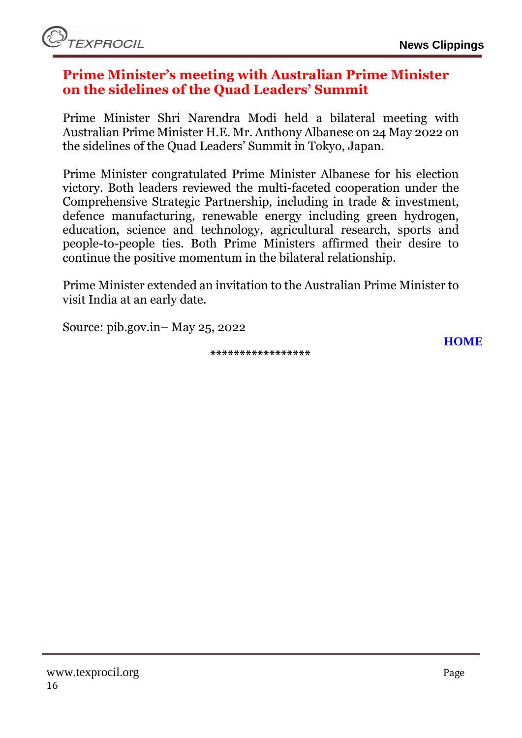## Prime Minister's meeting with Australian Prime Minister on the sidelines of the Quad Leaders' Summit

Prime Minister Shri Narendra Modi held a bilateral meeting with Australian Prime Minister H.E. Mr. Anthony Albanese on 24 May 2022 on the sidelines of the Quad Leaders' Summit in Tokyo, Japan.

Prime Minister congratulated Prime Minister Albanese for his election victory. Both leaders reviewed the multi-faceted cooperation under the Comprehensive Strategic Partnership, including in trade & investment, defence manufacturing, renewable energy including green hydrogen, education, science and technology, agricultural research, sports and people-to-people ties. Both Prime Ministers affirmed their desire to continue the positive momentum in the bilateral relationship.

Prime Minister extended an invitation to the Australian Prime Minister to visit India at an early date.

Source: pib.gov.in– May 25, 2022

**HOME**

*****************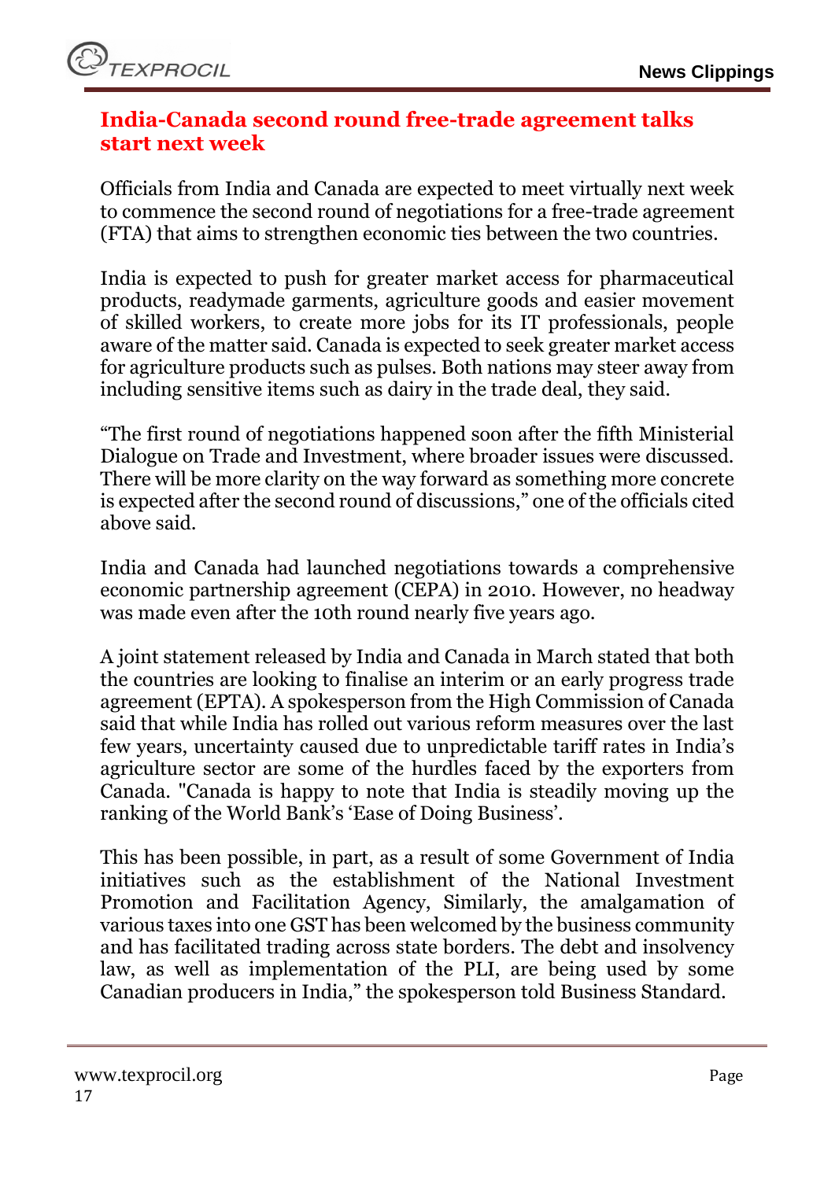## India-Canada second round free-trade agreement talks start next week

Officials from India and Canada are expected to meet virtually next week to commence the second round of negotiations for a free-trade agreement (FTA) that aims to strengthen economic ties between the two countries.

India is expected to push for greater market access for pharmaceutical products, readymade garments, agriculture goods and easier movement of skilled workers, to create more jobs for its IT professionals, people aware of the matter said. Canada is expected to seek greater market access for agriculture products such as pulses. Both nations may steer away from including sensitive items such as dairy in the trade deal, they said.

"The first round of negotiations happened soon after the fifth Ministerial Dialogue on Trade and Investment, where broader issues were discussed. There will be more clarity on the way forward as something more concrete is expected after the second round of discussions," one of the officials cited above said.

India and Canada had launched negotiations towards a comprehensive economic partnership agreement (CEPA) in 2010. However, no headway was made even after the 10th round nearly five years ago.

A joint statement released by India and Canada in March stated that both the countries are looking to finalise an interim or an early progress trade agreement (EPTA). A spokesperson from the High Commission of Canada said that while India has rolled out various reform measures over the last few years, uncertainty caused due to unpredictable tariff rates in India's agriculture sector are some of the hurdles faced by the exporters from Canada. "Canada is happy to note that India is steadily moving up the ranking of the World Bank's 'Ease of Doing Business'.

This has been possible, in part, as a result of some Government of India initiatives such as the establishment of the National Investment Promotion and Facilitation Agency, Similarly, the amalgamation of various taxes into one GST has been welcomed by the business community and has facilitated trading across state borders. The debt and insolvency law, as well as implementation of the PLI, are being used by some Canadian producers in India," the spokesperson told Business Standard.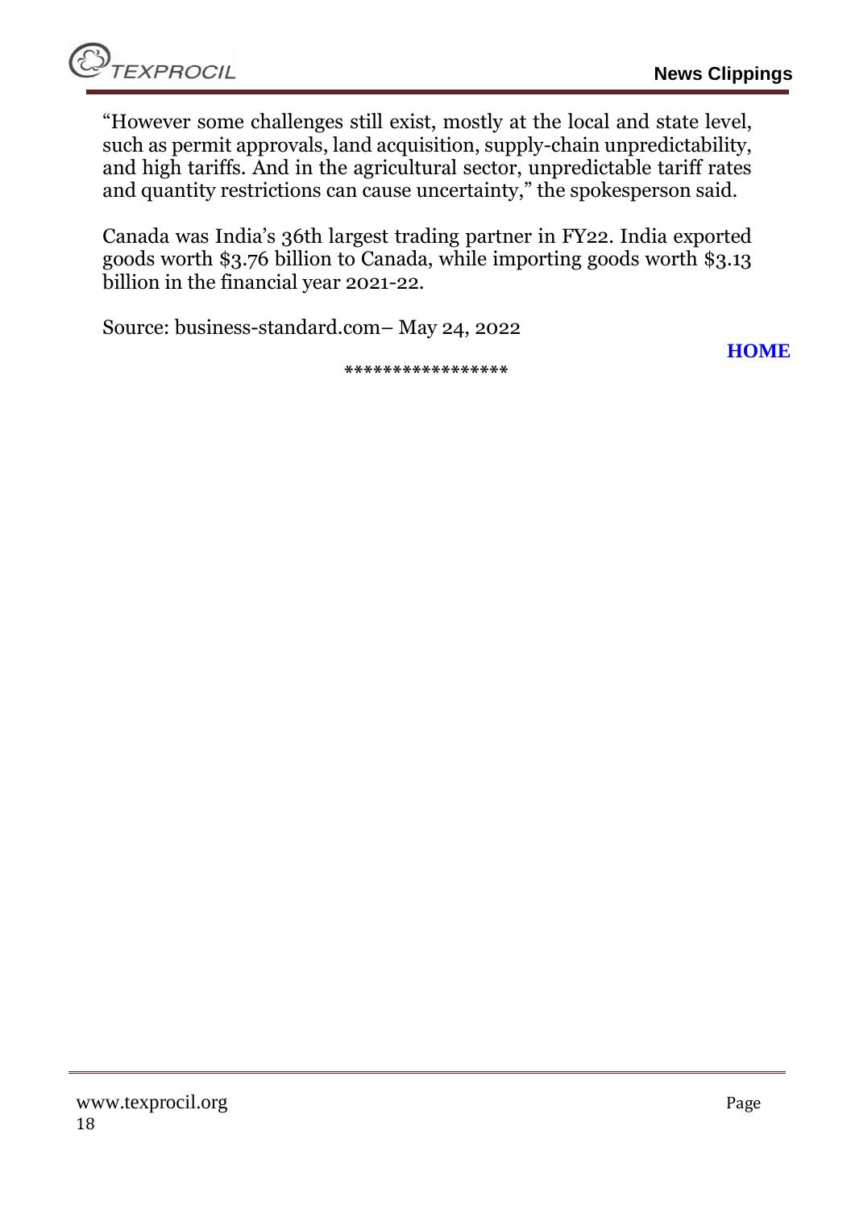"However some challenges still exist, mostly at the local and state level, such as permit approvals, land acquisition, supply-chain unpredictability, and high tariffs. And in the agricultural sector, unpredictable tariff rates and quantity restrictions can cause uncertainty," the spokesperson said.

Canada was India's 36th largest trading partner in FY22. India exported goods worth $3.76 billion to Canada, while importing goods worth $3.13 billion in the financial year 2021-22.

Source: business-standard.com– May 24, 2022

**HOME**

*****************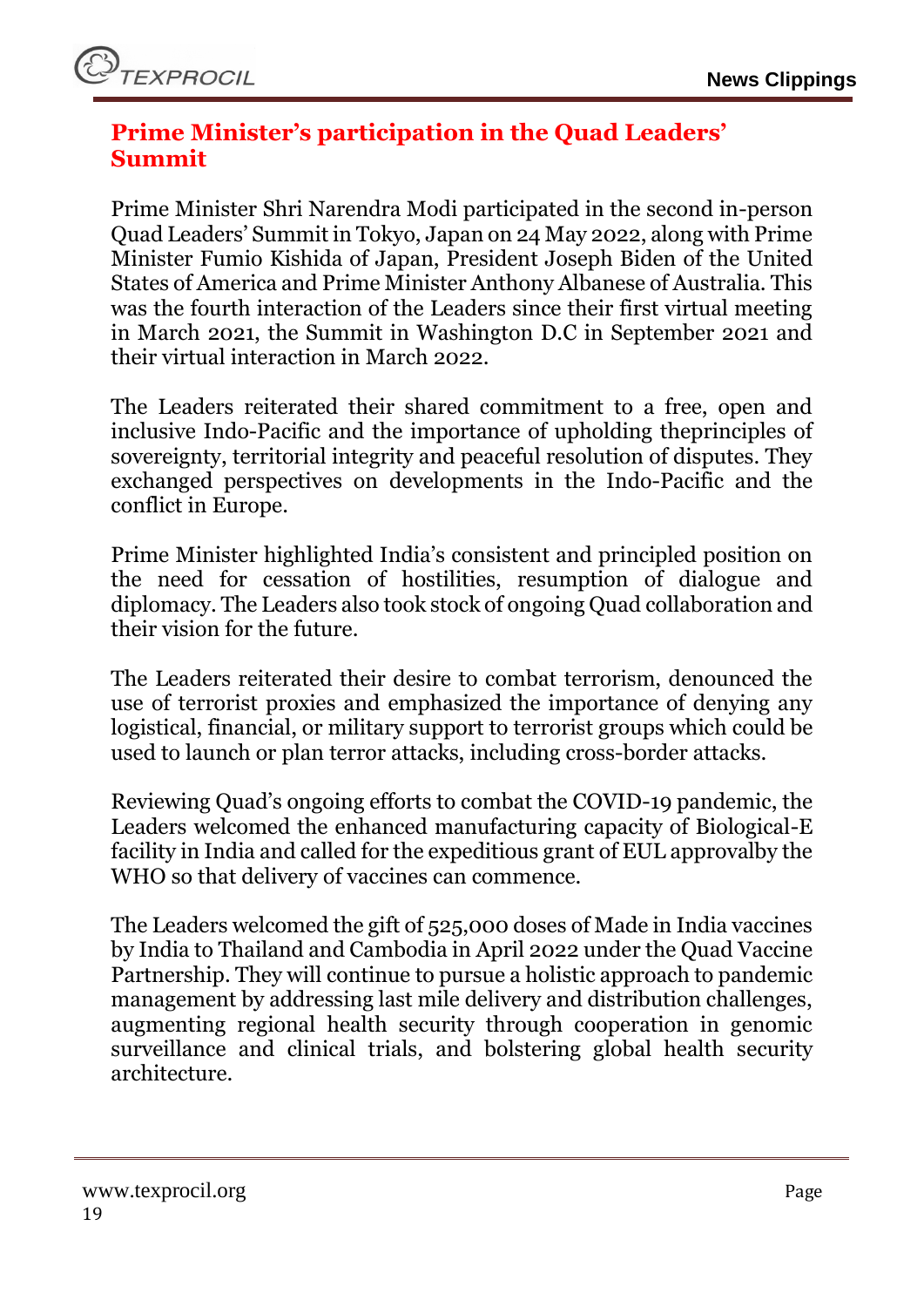## Prime Minister's participation in the Quad Leaders' Summit

Prime Minister Shri Narendra Modi participated in the second in-person Quad Leaders' Summit in Tokyo, Japan on 24 May 2022, along with Prime Minister Fumio Kishida of Japan, President Joseph Biden of the United States of America and Prime Minister Anthony Albanese of Australia. This was the fourth interaction of the Leaders since their first virtual meeting in March 2021, the Summit in Washington D.C in September 2021 and their virtual interaction in March 2022.

The Leaders reiterated their shared commitment to a free, open and inclusive Indo-Pacific and the importance of upholding theprinciples of sovereignty, territorial integrity and peaceful resolution of disputes. They exchanged perspectives on developments in the Indo-Pacific and the conflict in Europe.

Prime Minister highlighted India's consistent and principled position on the need for cessation of hostilities, resumption of dialogue and diplomacy. The Leaders also took stock of ongoing Quad collaboration and their vision for the future.

The Leaders reiterated their desire to combat terrorism, denounced the use of terrorist proxies and emphasized the importance of denying any logistical, financial, or military support to terrorist groups which could be used to launch or plan terror attacks, including cross-border attacks.

Reviewing Quad's ongoing efforts to combat the COVID-19 pandemic, the Leaders welcomed the enhanced manufacturing capacity of Biological-E facility in India and called for the expeditious grant of EUL approvalby the WHO so that delivery of vaccines can commence.

The Leaders welcomed the gift of 525,000 doses of Made in India vaccines by India to Thailand and Cambodia in April 2022 under the Quad Vaccine Partnership. They will continue to pursue a holistic approach to pandemic management by addressing last mile delivery and distribution challenges, augmenting regional health security through cooperation in genomic surveillance and clinical trials, and bolstering global health security architecture.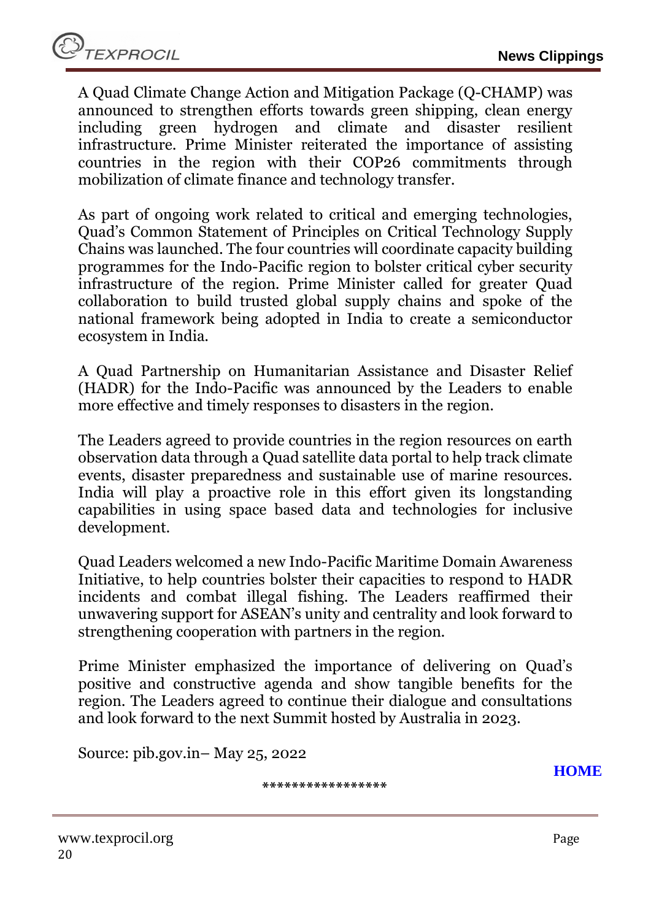A Quad Climate Change Action and Mitigation Package (Q-CHAMP) was announced to strengthen efforts towards green shipping, clean energy including green hydrogen and climate and disaster resilient infrastructure. Prime Minister reiterated the importance of assisting countries in the region with their COP26 commitments through mobilization of climate finance and technology transfer.

As part of ongoing work related to critical and emerging technologies, Quad's Common Statement of Principles on Critical Technology Supply Chains was launched. The four countries will coordinate capacity building programmes for the Indo-Pacific region to bolster critical cyber security infrastructure of the region. Prime Minister called for greater Quad collaboration to build trusted global supply chains and spoke of the national framework being adopted in India to create a semiconductor ecosystem in India.

A Quad Partnership on Humanitarian Assistance and Disaster Relief (HADR) for the Indo-Pacific was announced by the Leaders to enable more effective and timely responses to disasters in the region.

The Leaders agreed to provide countries in the region resources on earth observation data through a Quad satellite data portal to help track climate events, disaster preparedness and sustainable use of marine resources. India will play a proactive role in this effort given its longstanding capabilities in using space based data and technologies for inclusive development.

Quad Leaders welcomed a new Indo-Pacific Maritime Domain Awareness Initiative, to help countries bolster their capacities to respond to HADR incidents and combat illegal fishing. The Leaders reaffirmed their unwavering support for ASEAN's unity and centrality and look forward to strengthening cooperation with partners in the region.

Prime Minister emphasized the importance of delivering on Quad's positive and constructive agenda and show tangible benefits for the region. The Leaders agreed to continue their dialogue and consultations and look forward to the next Summit hosted by Australia in 2023.

Source: pib.gov.in– May 25, 2022

**HOME**

*****************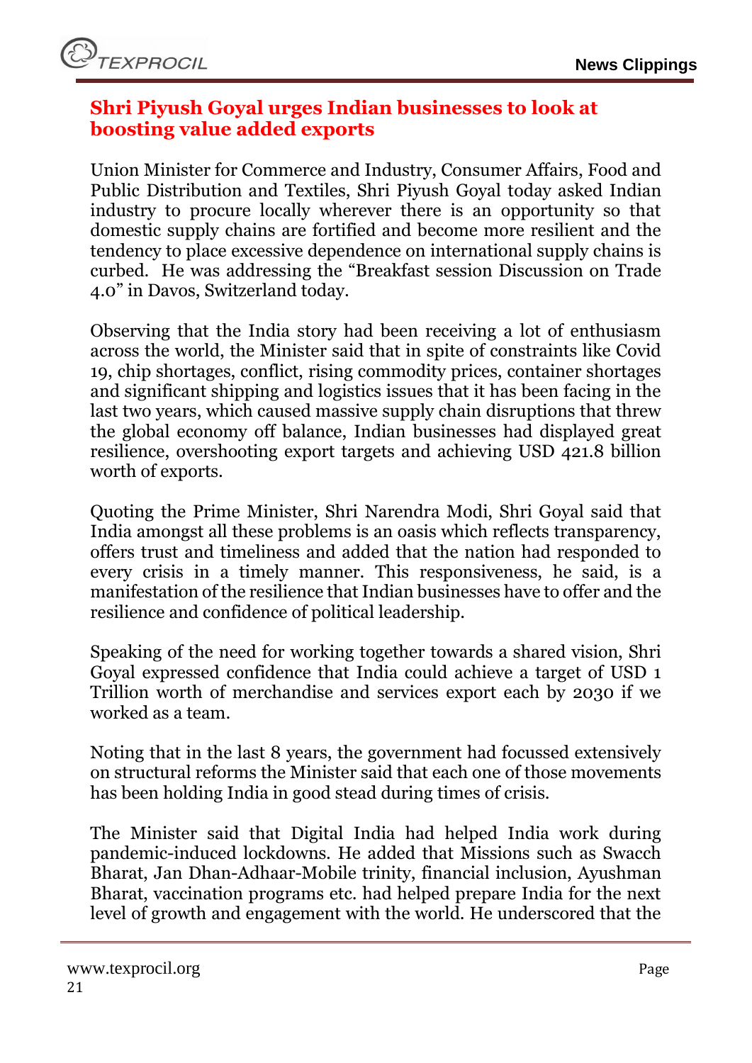## Shri Piyush Goyal urges Indian businesses to look at boosting value added exports

Union Minister for Commerce and Industry, Consumer Affairs, Food and Public Distribution and Textiles, Shri Piyush Goyal today asked Indian industry to procure locally wherever there is an opportunity so that domestic supply chains are fortified and become more resilient and the tendency to place excessive dependence on international supply chains is curbed. He was addressing the "Breakfast session Discussion on Trade 4.0" in Davos, Switzerland today.

Observing that the India story had been receiving a lot of enthusiasm across the world, the Minister said that in spite of constraints like Covid 19, chip shortages, conflict, rising commodity prices, container shortages and significant shipping and logistics issues that it has been facing in the last two years, which caused massive supply chain disruptions that threw the global economy off balance, Indian businesses had displayed great resilience, overshooting export targets and achieving USD 421.8 billion worth of exports.

Quoting the Prime Minister, Shri Narendra Modi, Shri Goyal said that India amongst all these problems is an oasis which reflects transparency, offers trust and timeliness and added that the nation had responded to every crisis in a timely manner. This responsiveness, he said, is a manifestation of the resilience that Indian businesses have to offer and the resilience and confidence of political leadership.

Speaking of the need for working together towards a shared vision, Shri Goyal expressed confidence that India could achieve a target of USD 1 Trillion worth of merchandise and services export each by 2030 if we worked as a team.

Noting that in the last 8 years, the government had focussed extensively on structural reforms the Minister said that each one of those movements has been holding India in good stead during times of crisis.

The Minister said that Digital India had helped India work during pandemic-induced lockdowns. He added that Missions such as Swacch Bharat, Jan Dhan-Adhaar-Mobile trinity, financial inclusion, Ayushman Bharat, vaccination programs etc. had helped prepare India for the next level of growth and engagement with the world. He underscored that the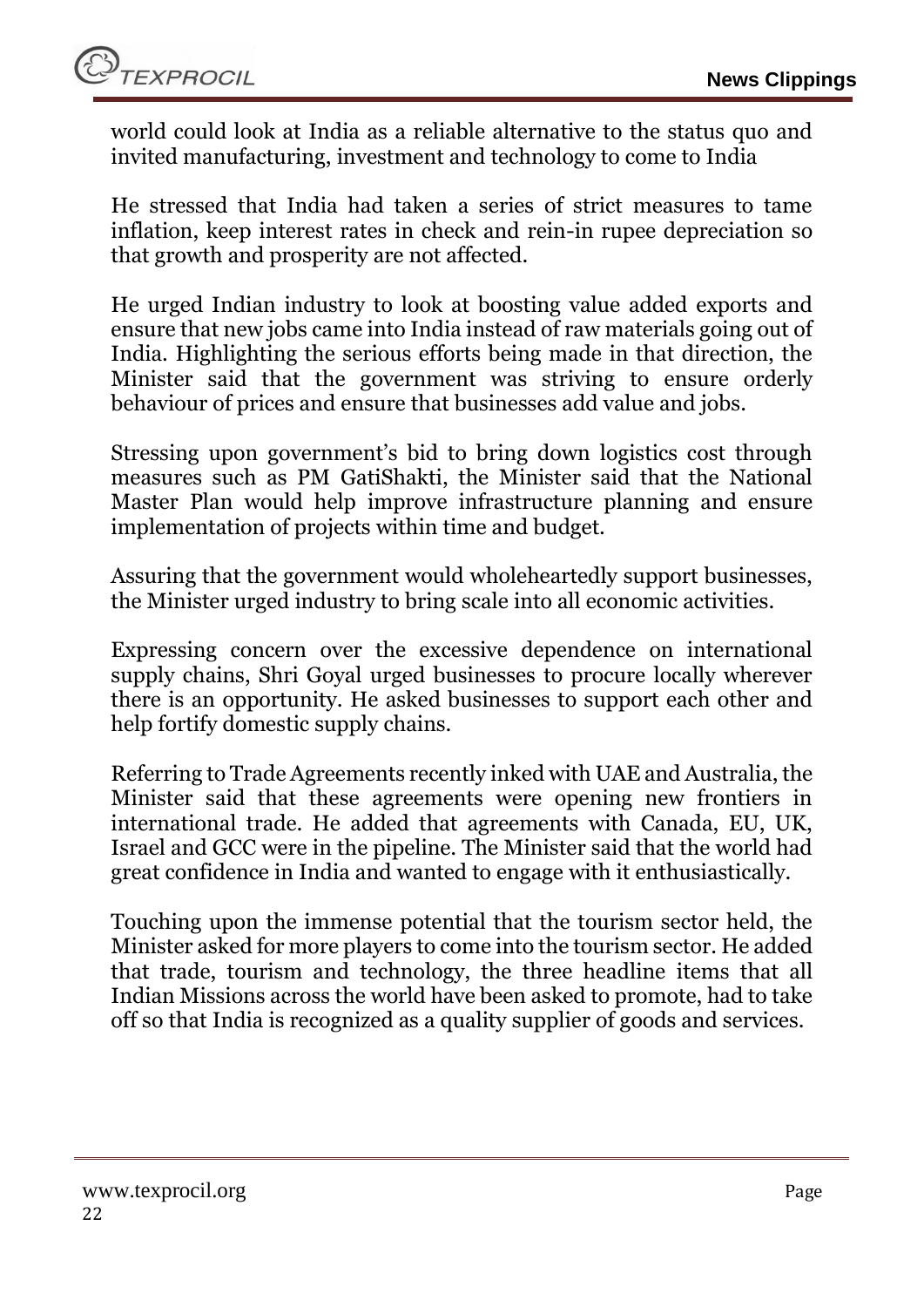world could look at India as a reliable alternative to the status quo and invited manufacturing, investment and technology to come to India

He stressed that India had taken a series of strict measures to tame inflation, keep interest rates in check and rein-in rupee depreciation so that growth and prosperity are not affected.

He urged Indian industry to look at boosting value added exports and ensure that new jobs came into India instead of raw materials going out of India. Highlighting the serious efforts being made in that direction, the Minister said that the government was striving to ensure orderly behaviour of prices and ensure that businesses add value and jobs.

Stressing upon government's bid to bring down logistics cost through measures such as PM GatiShakti, the Minister said that the National Master Plan would help improve infrastructure planning and ensure implementation of projects within time and budget.

Assuring that the government would wholeheartedly support businesses, the Minister urged industry to bring scale into all economic activities.

Expressing concern over the excessive dependence on international supply chains, Shri Goyal urged businesses to procure locally wherever there is an opportunity. He asked businesses to support each other and help fortify domestic supply chains.

Referring to Trade Agreements recently inked with UAE and Australia, the Minister said that these agreements were opening new frontiers in international trade. He added that agreements with Canada, EU, UK, Israel and GCC were in the pipeline. The Minister said that the world had great confidence in India and wanted to engage with it enthusiastically.

Touching upon the immense potential that the tourism sector held, the Minister asked for more players to come into the tourism sector. He added that trade, tourism and technology, the three headline items that all Indian Missions across the world have been asked to promote, had to take off so that India is recognized as a quality supplier of goods and services.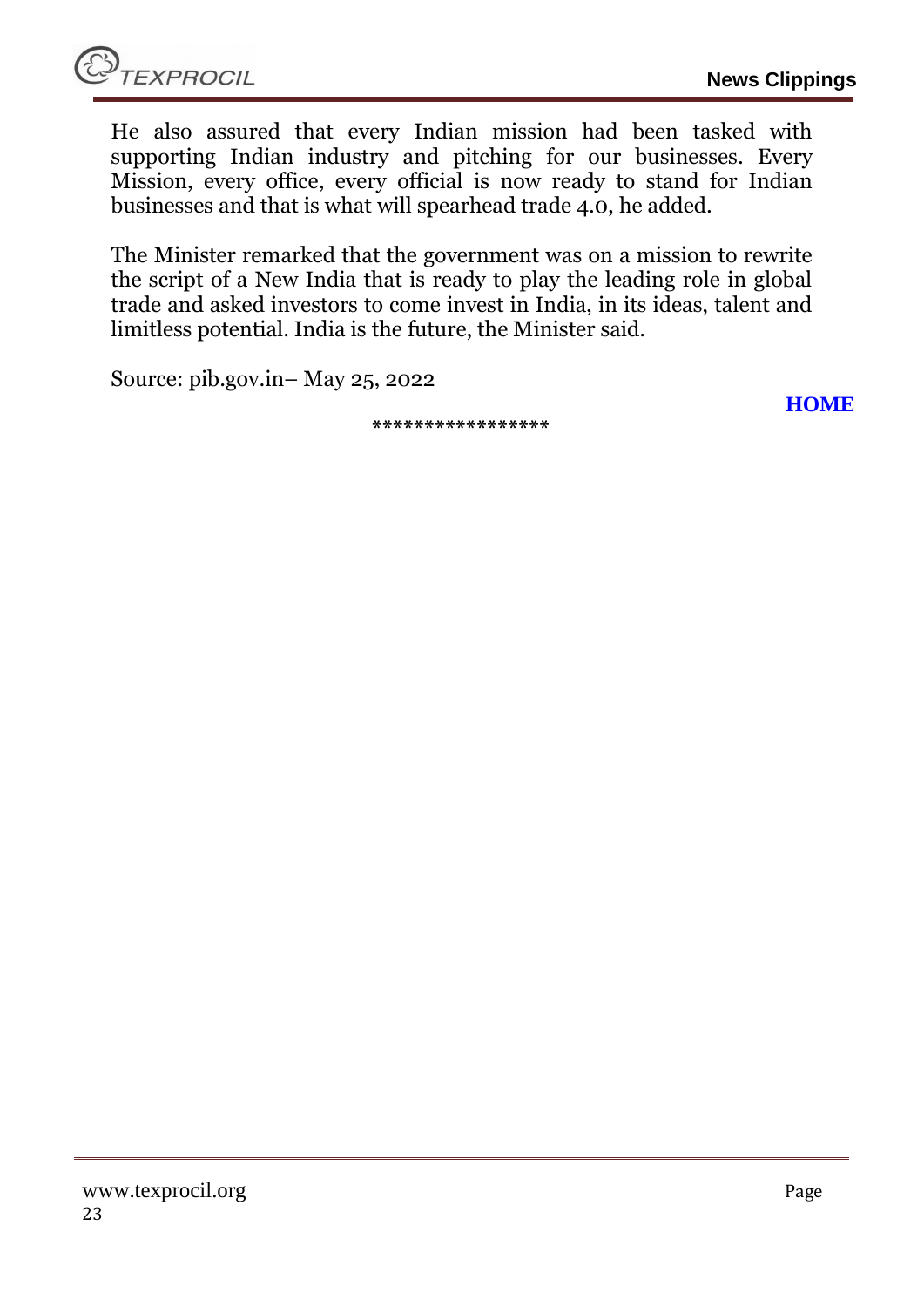He also assured that every Indian mission had been tasked with supporting Indian industry and pitching for our businesses. Every Mission, every office, every official is now ready to stand for Indian businesses and that is what will spearhead trade 4.0, he added.

The Minister remarked that the government was on a mission to rewrite the script of a New India that is ready to play the leading role in global trade and asked investors to come invest in India, in its ideas, talent and limitless potential. India is the future, the Minister said.

Source: pib.gov.in– May 25, 2022

**HOME**

*****************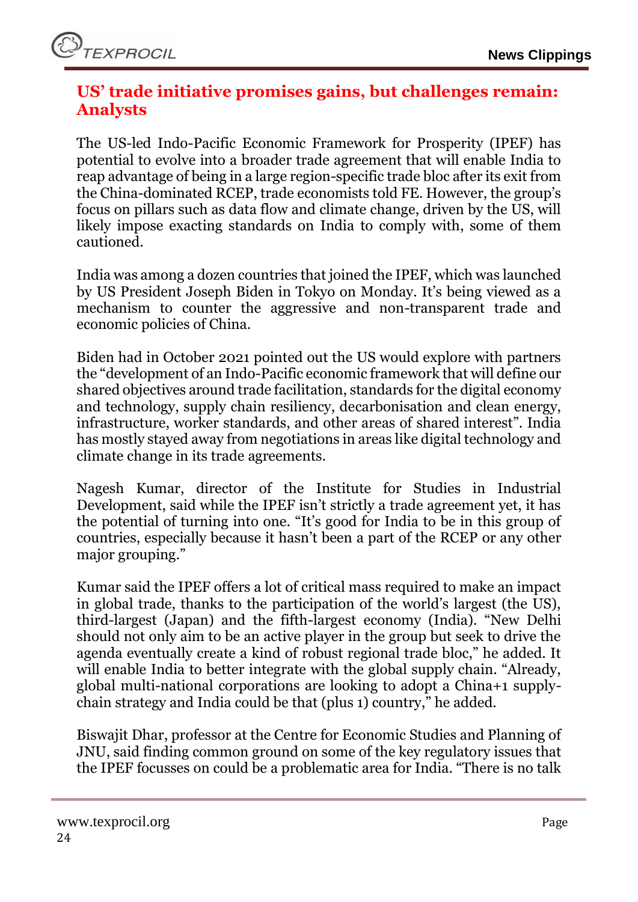## US' trade initiative promises gains, but challenges remain: Analysts

The US-led Indo-Pacific Economic Framework for Prosperity (IPEF) has potential to evolve into a broader trade agreement that will enable India to reap advantage of being in a large region-specific trade bloc after its exit from the China-dominated RCEP, trade economists told FE. However, the group's focus on pillars such as data flow and climate change, driven by the US, will likely impose exacting standards on India to comply with, some of them cautioned.

India was among a dozen countries that joined the IPEF, which was launched by US President Joseph Biden in Tokyo on Monday. It's being viewed as a mechanism to counter the aggressive and non-transparent trade and economic policies of China.

Biden had in October 2021 pointed out the US would explore with partners the "development of an Indo-Pacific economic framework that will define our shared objectives around trade facilitation, standards for the digital economy and technology, supply chain resiliency, decarbonisation and clean energy, infrastructure, worker standards, and other areas of shared interest". India has mostly stayed away from negotiations in areas like digital technology and climate change in its trade agreements.

Nagesh Kumar, director of the Institute for Studies in Industrial Development, said while the IPEF isn't strictly a trade agreement yet, it has the potential of turning into one. "It's good for India to be in this group of countries, especially because it hasn't been a part of the RCEP or any other major grouping."

Kumar said the IPEF offers a lot of critical mass required to make an impact in global trade, thanks to the participation of the world's largest (the US), third-largest (Japan) and the fifth-largest economy (India). "New Delhi should not only aim to be an active player in the group but seek to drive the agenda eventually create a kind of robust regional trade bloc," he added. It will enable India to better integrate with the global supply chain. "Already, global multi-national corporations are looking to adopt a China+1 supply-chain strategy and India could be that (plus 1) country," he added.

Biswajit Dhar, professor at the Centre for Economic Studies and Planning of JNU, said finding common ground on some of the key regulatory issues that the IPEF focusses on could be a problematic area for India. "There is no talk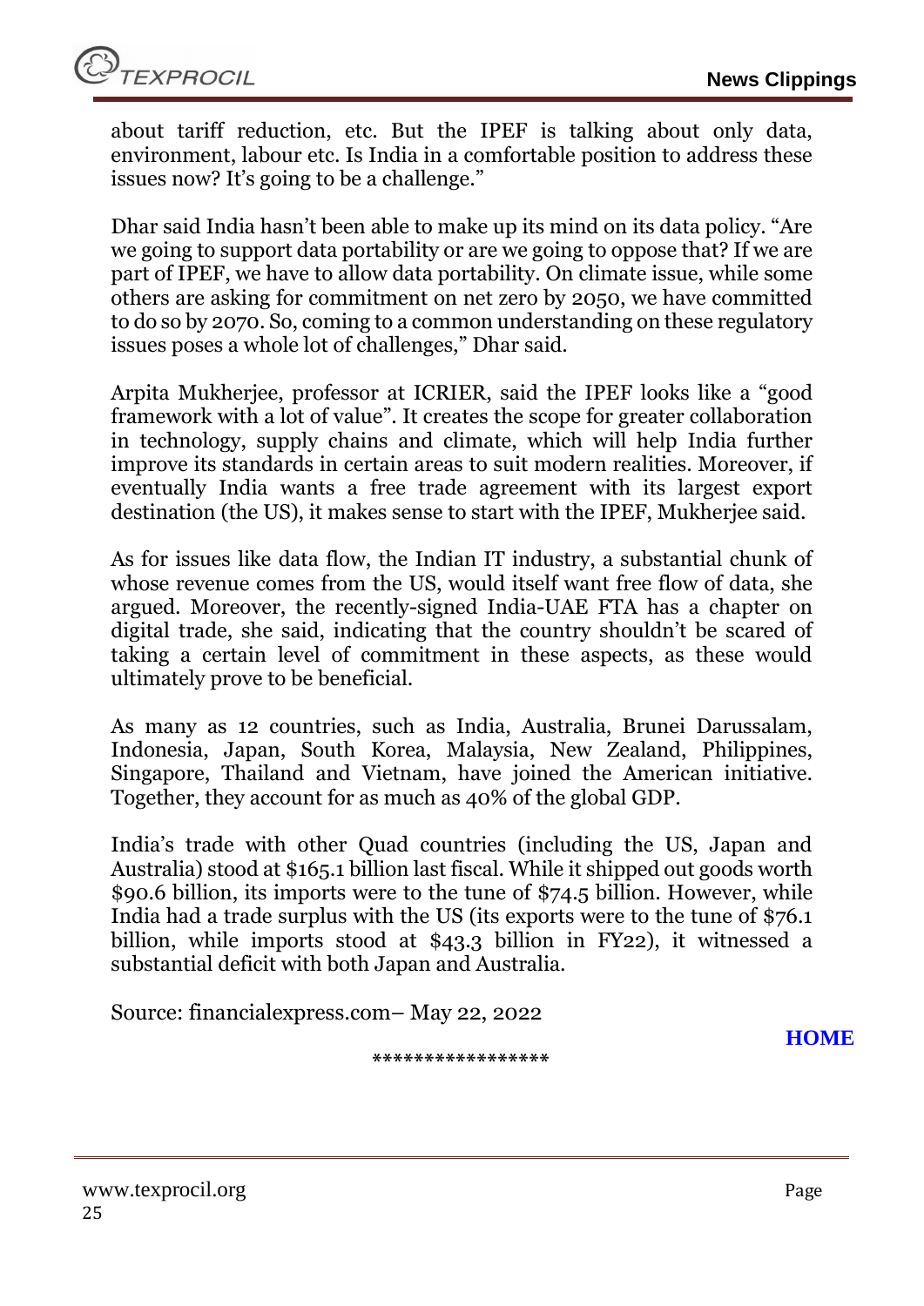about tariff reduction, etc. But the IPEF is talking about only data, environment, labour etc. Is India in a comfortable position to address these issues now? It's going to be a challenge."

Dhar said India hasn't been able to make up its mind on its data policy. "Are we going to support data portability or are we going to oppose that? If we are part of IPEF, we have to allow data portability. On climate issue, while some others are asking for commitment on net zero by 2050, we have committed to do so by 2070. So, coming to a common understanding on these regulatory issues poses a whole lot of challenges," Dhar said.

Arpita Mukherjee, professor at ICRIER, said the IPEF looks like a "good framework with a lot of value". It creates the scope for greater collaboration in technology, supply chains and climate, which will help India further improve its standards in certain areas to suit modern realities. Moreover, if eventually India wants a free trade agreement with its largest export destination (the US), it makes sense to start with the IPEF, Mukherjee said.

As for issues like data flow, the Indian IT industry, a substantial chunk of whose revenue comes from the US, would itself want free flow of data, she argued. Moreover, the recently-signed India-UAE FTA has a chapter on digital trade, she said, indicating that the country shouldn't be scared of taking a certain level of commitment in these aspects, as these would ultimately prove to be beneficial.

As many as 12 countries, such as India, Australia, Brunei Darussalam, Indonesia, Japan, South Korea, Malaysia, New Zealand, Philippines, Singapore, Thailand and Vietnam, have joined the American initiative. Together, they account for as much as 40% of the global GDP.

India's trade with other Quad countries (including the US, Japan and Australia) stood at $165.1 billion last fiscal. While it shipped out goods worth $90.6 billion, its imports were to the tune of $74.5 billion. However, while India had a trade surplus with the US (its exports were to the tune of $76.1 billion, while imports stood at $43.3 billion in FY22), it witnessed a substantial deficit with both Japan and Australia.

Source: financialexpress.com– May 22, 2022

HOME

*****************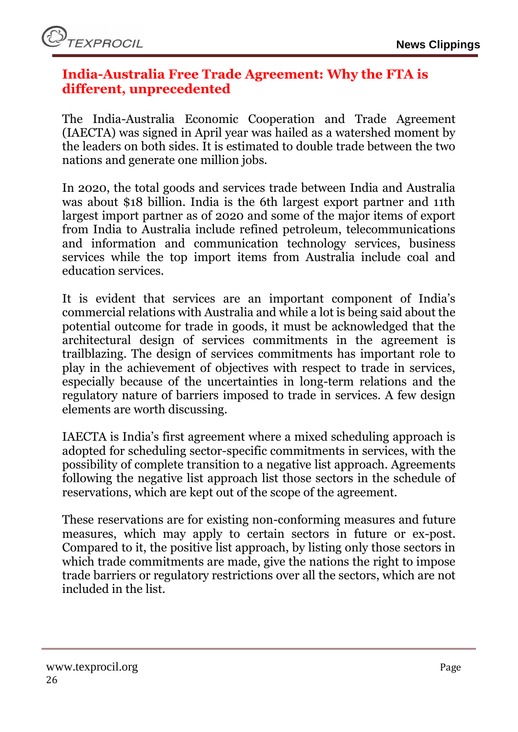## India-Australia Free Trade Agreement: Why the FTA is different, unprecedented

The India-Australia Economic Cooperation and Trade Agreement (IAECTA) was signed in April year was hailed as a watershed moment by the leaders on both sides. It is estimated to double trade between the two nations and generate one million jobs.

In 2020, the total goods and services trade between India and Australia was about $18 billion. India is the 6th largest export partner and 11th largest import partner as of 2020 and some of the major items of export from India to Australia include refined petroleum, telecommunications and information and communication technology services, business services while the top import items from Australia include coal and education services.

It is evident that services are an important component of India's commercial relations with Australia and while a lot is being said about the potential outcome for trade in goods, it must be acknowledged that the architectural design of services commitments in the agreement is trailblazing. The design of services commitments has important role to play in the achievement of objectives with respect to trade in services, especially because of the uncertainties in long-term relations and the regulatory nature of barriers imposed to trade in services. A few design elements are worth discussing.

IAECTA is India's first agreement where a mixed scheduling approach is adopted for scheduling sector-specific commitments in services, with the possibility of complete transition to a negative list approach. Agreements following the negative list approach list those sectors in the schedule of reservations, which are kept out of the scope of the agreement.

These reservations are for existing non-conforming measures and future measures, which may apply to certain sectors in future or ex-post. Compared to it, the positive list approach, by listing only those sectors in which trade commitments are made, give the nations the right to impose trade barriers or regulatory restrictions over all the sectors, which are not included in the list.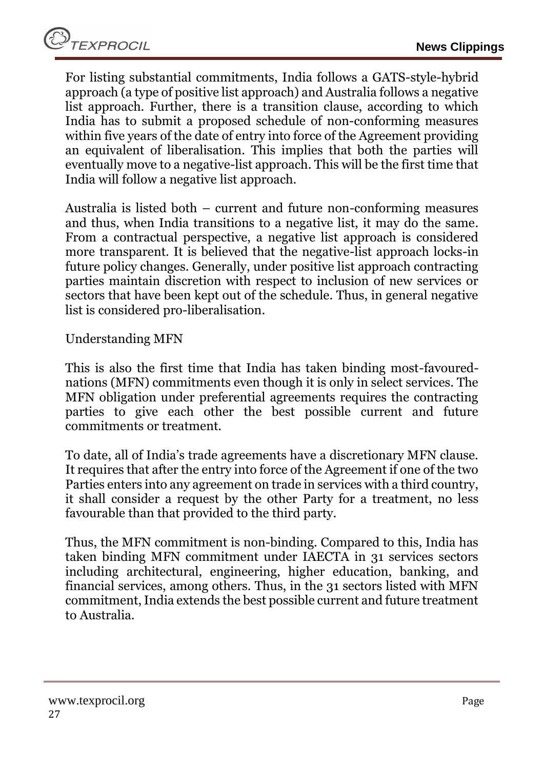For listing substantial commitments, India follows a GATS-style-hybrid approach (a type of positive list approach) and Australia follows a negative list approach. Further, there is a transition clause, according to which India has to submit a proposed schedule of non-conforming measures within five years of the date of entry into force of the Agreement providing an equivalent of liberalisation. This implies that both the parties will eventually move to a negative-list approach. This will be the first time that India will follow a negative list approach.

Australia is listed both – current and future non-conforming measures and thus, when India transitions to a negative list, it may do the same. From a contractual perspective, a negative list approach is considered more transparent. It is believed that the negative-list approach locks-in future policy changes. Generally, under positive list approach contracting parties maintain discretion with respect to inclusion of new services or sectors that have been kept out of the schedule. Thus, in general negative list is considered pro-liberalisation.

## Understanding MFN

This is also the first time that India has taken binding most-favoured-nations (MFN) commitments even though it is only in select services. The MFN obligation under preferential agreements requires the contracting parties to give each other the best possible current and future commitments or treatment.

To date, all of India's trade agreements have a discretionary MFN clause. It requires that after the entry into force of the Agreement if one of the two Parties enters into any agreement on trade in services with a third country, it shall consider a request by the other Party for a treatment, no less favourable than that provided to the third party.

Thus, the MFN commitment is non-binding. Compared to this, India has taken binding MFN commitment under IAECTA in 31 services sectors including architectural, engineering, higher education, banking, and financial services, among others. Thus, in the 31 sectors listed with MFN commitment, India extends the best possible current and future treatment to Australia.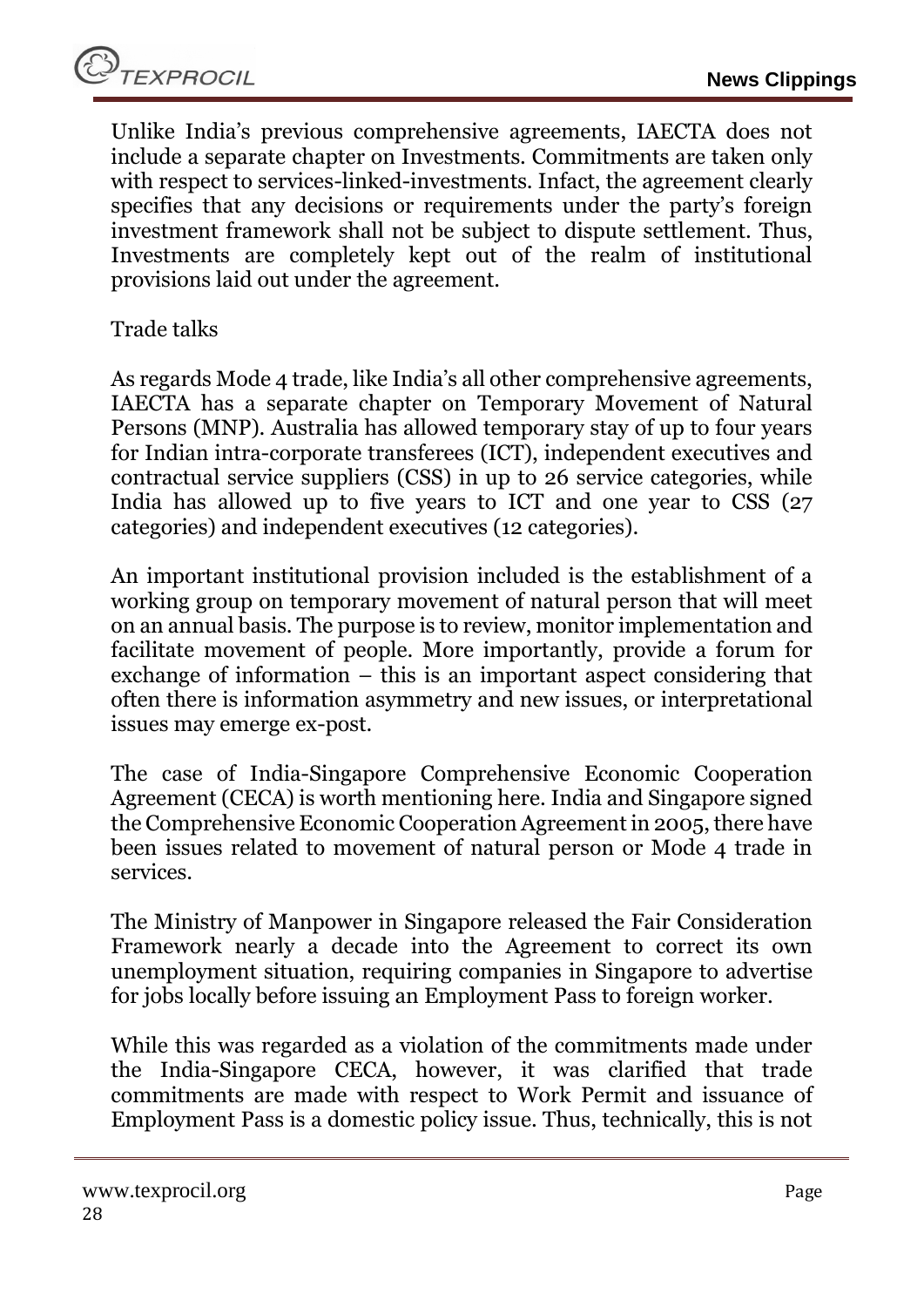Unlike India's previous comprehensive agreements, IAECTA does not include a separate chapter on Investments. Commitments are taken only with respect to services-linked-investments. Infact, the agreement clearly specifies that any decisions or requirements under the party's foreign investment framework shall not be subject to dispute settlement. Thus, Investments are completely kept out of the realm of institutional provisions laid out under the agreement.

Trade talks

As regards Mode 4 trade, like India's all other comprehensive agreements, IAECTA has a separate chapter on Temporary Movement of Natural Persons (MNP). Australia has allowed temporary stay of up to four years for Indian intra-corporate transferees (ICT), independent executives and contractual service suppliers (CSS) in up to 26 service categories, while India has allowed up to five years to ICT and one year to CSS (27 categories) and independent executives (12 categories).

An important institutional provision included is the establishment of a working group on temporary movement of natural person that will meet on an annual basis. The purpose is to review, monitor implementation and facilitate movement of people. More importantly, provide a forum for exchange of information – this is an important aspect considering that often there is information asymmetry and new issues, or interpretational issues may emerge ex-post.

The case of India-Singapore Comprehensive Economic Cooperation Agreement (CECA) is worth mentioning here. India and Singapore signed the Comprehensive Economic Cooperation Agreement in 2005, there have been issues related to movement of natural person or Mode 4 trade in services.

The Ministry of Manpower in Singapore released the Fair Consideration Framework nearly a decade into the Agreement to correct its own unemployment situation, requiring companies in Singapore to advertise for jobs locally before issuing an Employment Pass to foreign worker.

While this was regarded as a violation of the commitments made under the India-Singapore CECA, however, it was clarified that trade commitments are made with respect to Work Permit and issuance of Employment Pass is a domestic policy issue. Thus, technically, this is not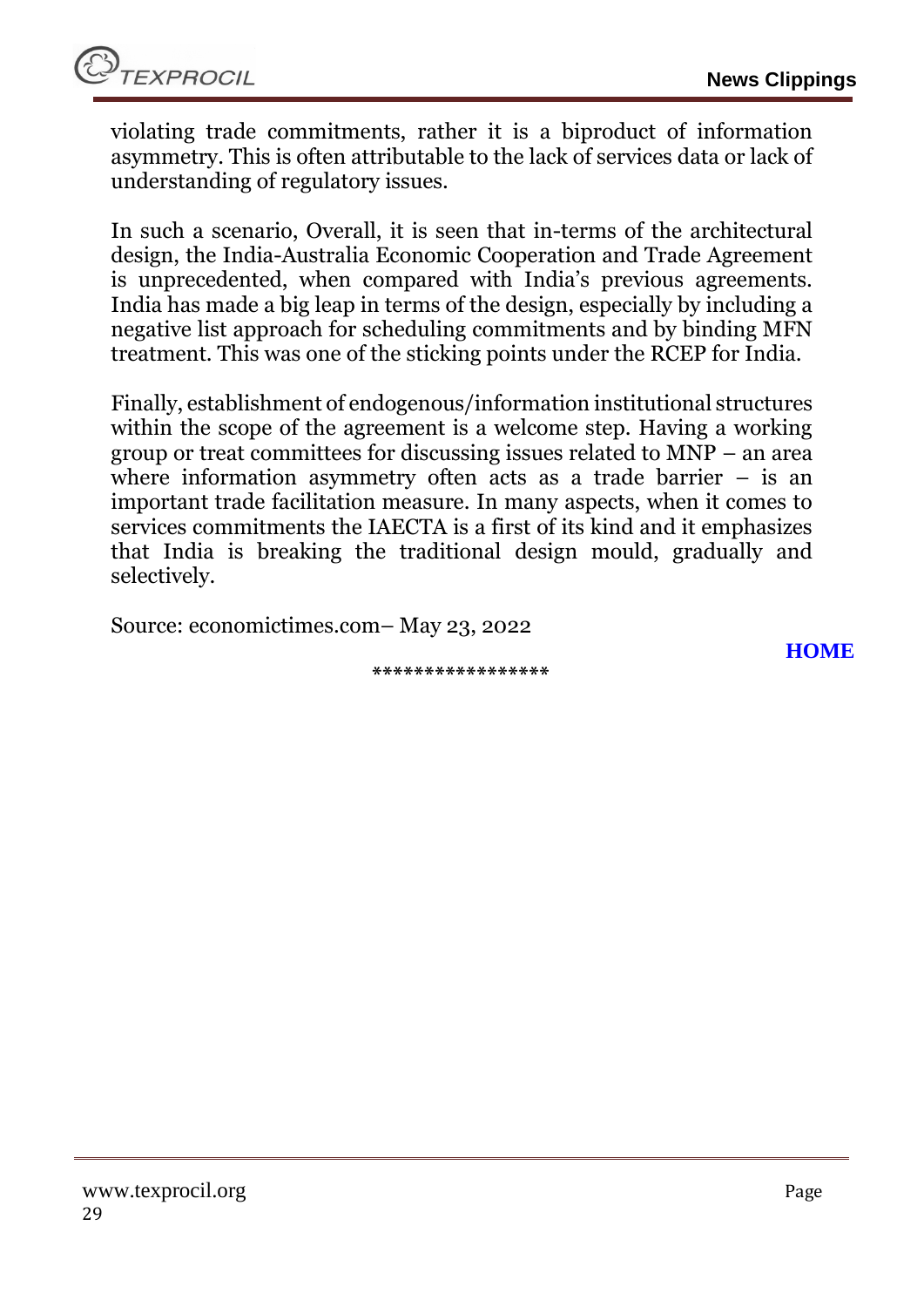violating trade commitments, rather it is a biproduct of information asymmetry. This is often attributable to the lack of services data or lack of understanding of regulatory issues.

In such a scenario, Overall, it is seen that in-terms of the architectural design, the India-Australia Economic Cooperation and Trade Agreement is unprecedented, when compared with India's previous agreements. India has made a big leap in terms of the design, especially by including a negative list approach for scheduling commitments and by binding MFN treatment. This was one of the sticking points under the RCEP for India.

Finally, establishment of endogenous/information institutional structures within the scope of the agreement is a welcome step. Having a working group or treat committees for discussing issues related to MNP – an area where information asymmetry often acts as a trade barrier – is an important trade facilitation measure. In many aspects, when it comes to services commitments the IAECTA is a first of its kind and it emphasizes that India is breaking the traditional design mould, gradually and selectively.

Source: economictimes.com– May 23, 2022

**HOME**

*****************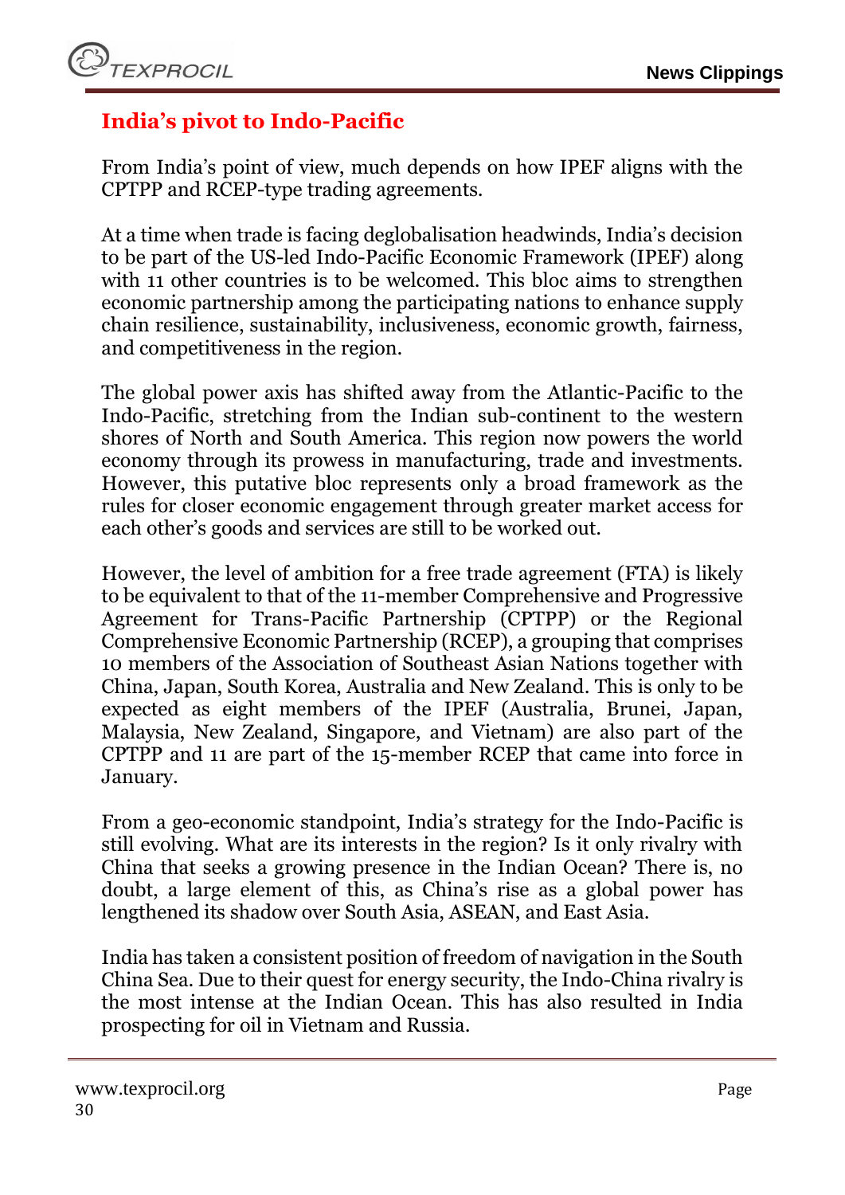## India's pivot to Indo-Pacific

From India's point of view, much depends on how IPEF aligns with the CPTPP and RCEP-type trading agreements.

At a time when trade is facing deglobalisation headwinds, India's decision to be part of the US-led Indo-Pacific Economic Framework (IPEF) along with 11 other countries is to be welcomed. This bloc aims to strengthen economic partnership among the participating nations to enhance supply chain resilience, sustainability, inclusiveness, economic growth, fairness, and competitiveness in the region.

The global power axis has shifted away from the Atlantic-Pacific to the Indo-Pacific, stretching from the Indian sub-continent to the western shores of North and South America. This region now powers the world economy through its prowess in manufacturing, trade and investments. However, this putative bloc represents only a broad framework as the rules for closer economic engagement through greater market access for each other's goods and services are still to be worked out.

However, the level of ambition for a free trade agreement (FTA) is likely to be equivalent to that of the 11-member Comprehensive and Progressive Agreement for Trans-Pacific Partnership (CPTPP) or the Regional Comprehensive Economic Partnership (RCEP), a grouping that comprises 10 members of the Association of Southeast Asian Nations together with China, Japan, South Korea, Australia and New Zealand. This is only to be expected as eight members of the IPEF (Australia, Brunei, Japan, Malaysia, New Zealand, Singapore, and Vietnam) are also part of the CPTPP and 11 are part of the 15-member RCEP that came into force in January.

From a geo-economic standpoint, India's strategy for the Indo-Pacific is still evolving. What are its interests in the region? Is it only rivalry with China that seeks a growing presence in the Indian Ocean? There is, no doubt, a large element of this, as China's rise as a global power has lengthened its shadow over South Asia, ASEAN, and East Asia.

India has taken a consistent position of freedom of navigation in the South China Sea. Due to their quest for energy security, the Indo-China rivalry is the most intense at the Indian Ocean. This has also resulted in India prospecting for oil in Vietnam and Russia.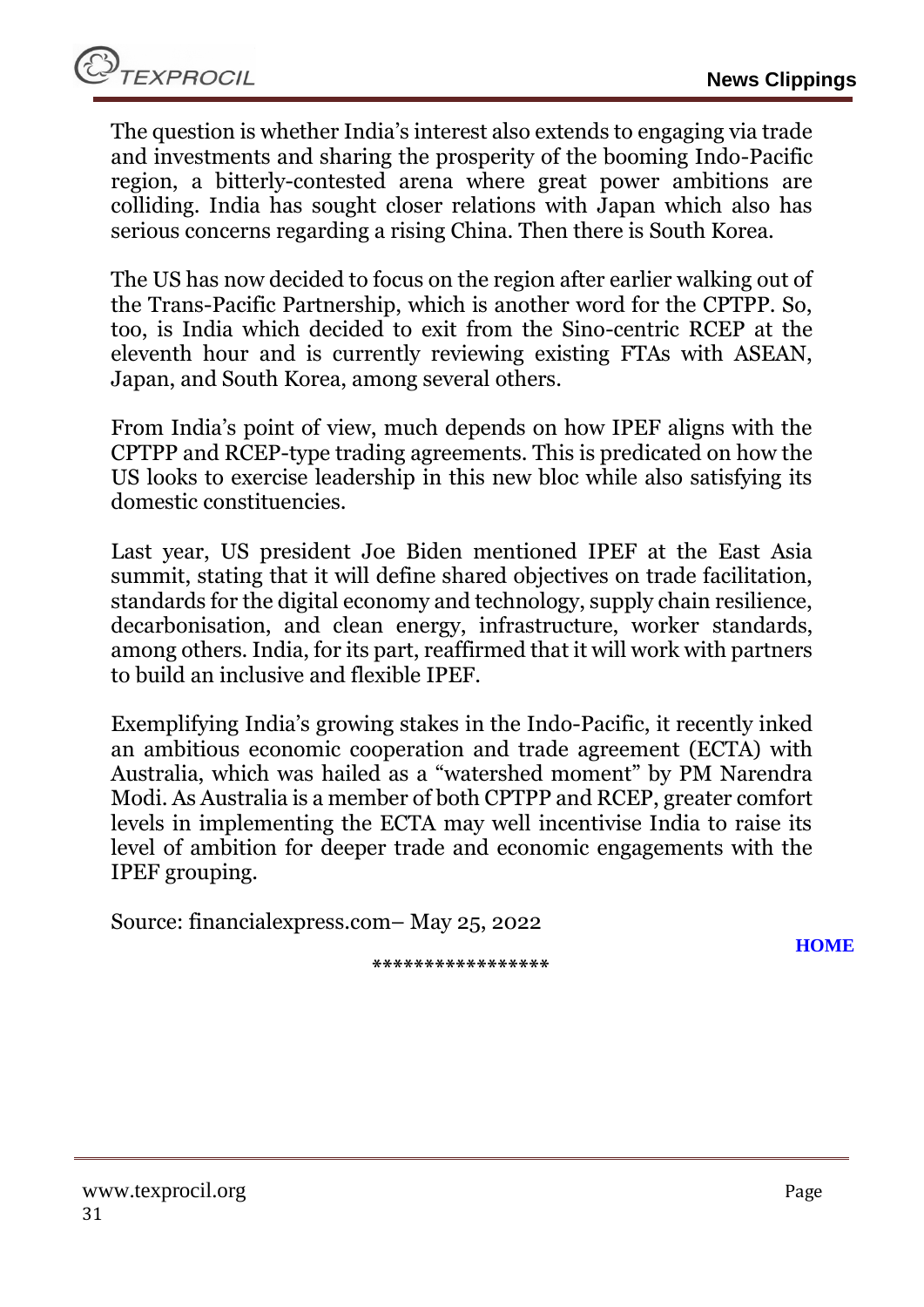The question is whether India's interest also extends to engaging via trade and investments and sharing the prosperity of the booming Indo-Pacific region, a bitterly-contested arena where great power ambitions are colliding. India has sought closer relations with Japan which also has serious concerns regarding a rising China. Then there is South Korea.

The US has now decided to focus on the region after earlier walking out of the Trans-Pacific Partnership, which is another word for the CPTPP. So, too, is India which decided to exit from the Sino-centric RCEP at the eleventh hour and is currently reviewing existing FTAs with ASEAN, Japan, and South Korea, among several others.

From India's point of view, much depends on how IPEF aligns with the CPTPP and RCEP-type trading agreements. This is predicated on how the US looks to exercise leadership in this new bloc while also satisfying its domestic constituencies.

Last year, US president Joe Biden mentioned IPEF at the East Asia summit, stating that it will define shared objectives on trade facilitation, standards for the digital economy and technology, supply chain resilience, decarbonisation, and clean energy, infrastructure, worker standards, among others. India, for its part, reaffirmed that it will work with partners to build an inclusive and flexible IPEF.

Exemplifying India's growing stakes in the Indo-Pacific, it recently inked an ambitious economic cooperation and trade agreement (ECTA) with Australia, which was hailed as a "watershed moment" by PM Narendra Modi. As Australia is a member of both CPTPP and RCEP, greater comfort levels in implementing the ECTA may well incentivise India to raise its level of ambition for deeper trade and economic engagements with the IPEF grouping.

Source: financialexpress.com– May 25, 2022

**HOME**

*****************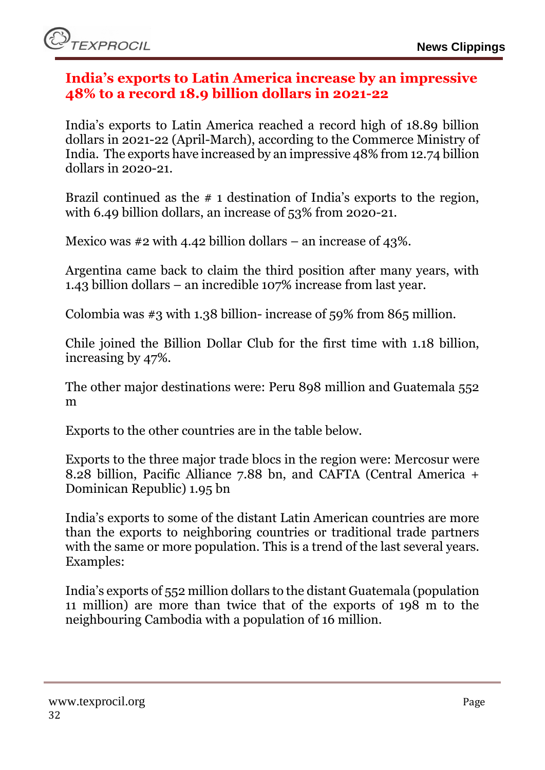## India's exports to Latin America increase by an impressive 48% to a record 18.9 billion dollars in 2021-22

India's exports to Latin America reached a record high of 18.89 billion dollars in 2021-22 (April-March), according to the Commerce Ministry of India. The exports have increased by an impressive 48% from 12.74 billion dollars in 2020-21.

Brazil continued as the # 1 destination of India's exports to the region, with 6.49 billion dollars, an increase of 53% from 2020-21.

Mexico was #2 with 4.42 billion dollars – an increase of 43%.

Argentina came back to claim the third position after many years, with 1.43 billion dollars – an incredible 107% increase from last year.

Colombia was #3 with 1.38 billion- increase of 59% from 865 million.

Chile joined the Billion Dollar Club for the first time with 1.18 billion, increasing by 47%.

The other major destinations were: Peru 898 million and Guatemala 552 m

Exports to the other countries are in the table below.

Exports to the three major trade blocs in the region were: Mercosur were 8.28 billion, Pacific Alliance 7.88 bn, and CAFTA (Central America + Dominican Republic) 1.95 bn

India's exports to some of the distant Latin American countries are more than the exports to neighboring countries or traditional trade partners with the same or more population. This is a trend of the last several years. Examples:

India's exports of 552 million dollars to the distant Guatemala (population 11 million) are more than twice that of the exports of 198 m to the neighbouring Cambodia with a population of 16 million.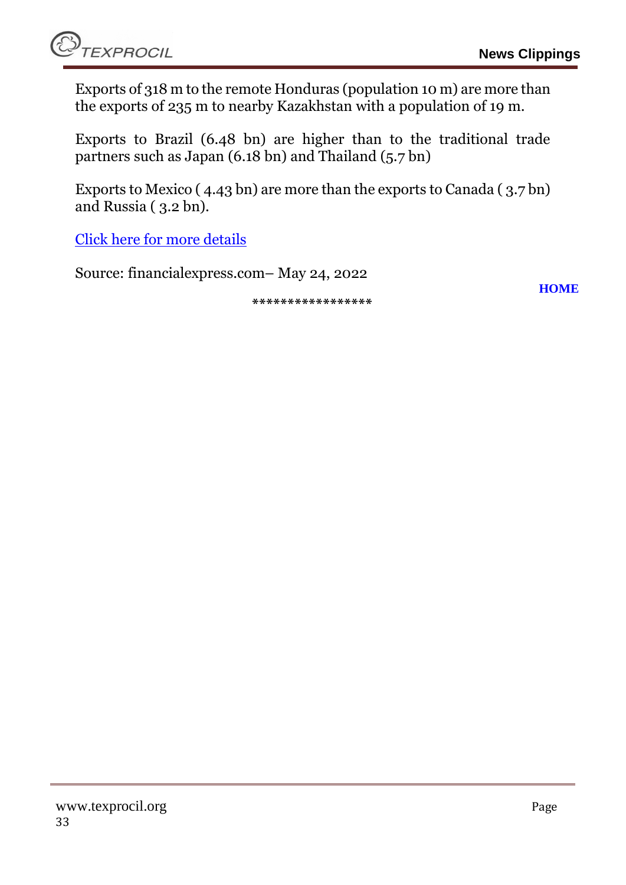Exports of 318 m to the remote Honduras (population 10 m) are more than the exports of 235 m to nearby Kazakhstan with a population of 19 m.

Exports to Brazil (6.48 bn) are higher than to the traditional trade partners such as Japan (6.18 bn) and Thailand (5.7 bn)

Exports to Mexico ( 4.43 bn) are more than the exports to Canada ( 3.7 bn) and Russia ( 3.2 bn).

Click here for more details

Source: financialexpress.com– May 24, 2022

HOME

*****************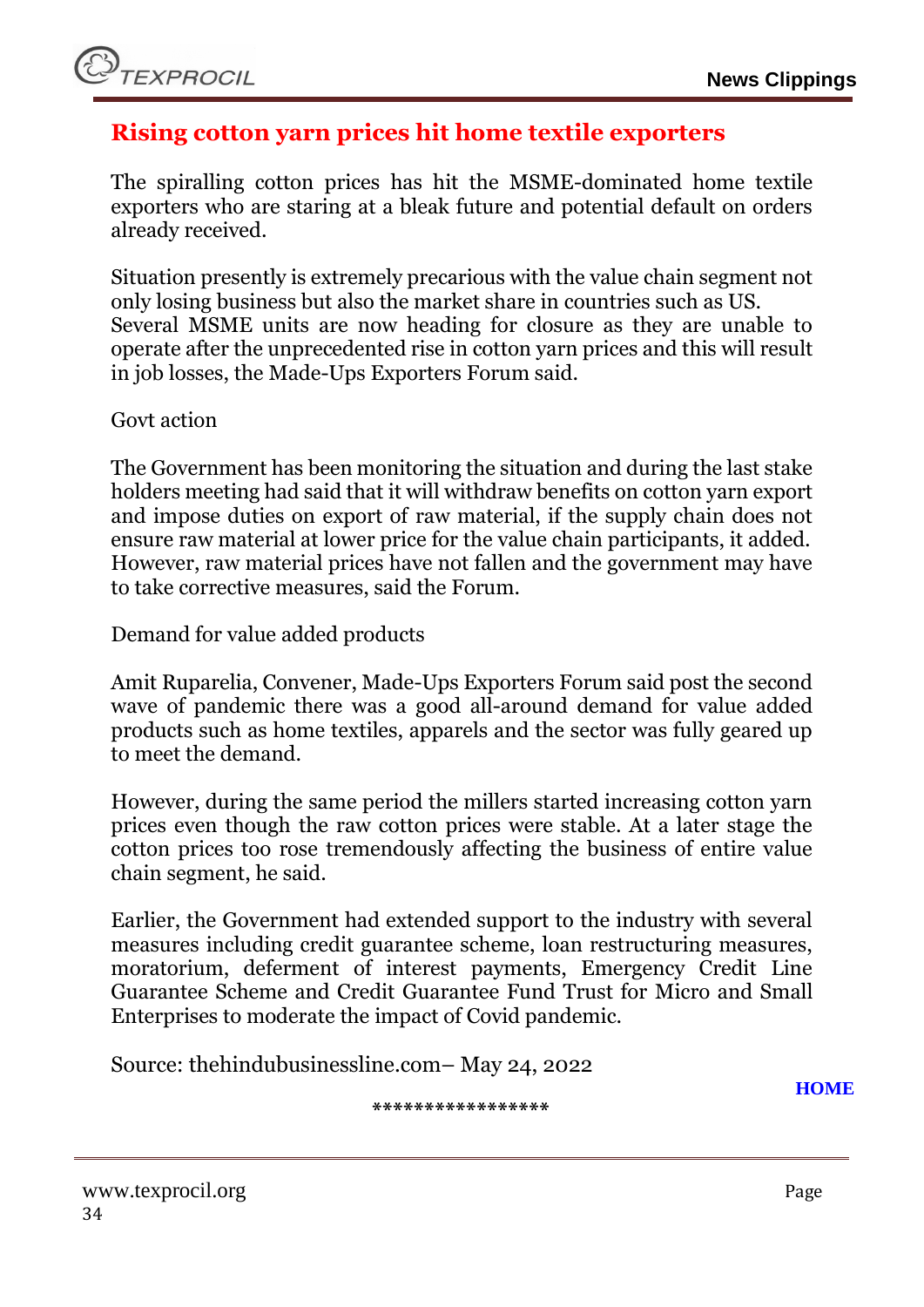## Rising cotton yarn prices hit home textile exporters

The spiralling cotton prices has hit the MSME-dominated home textile exporters who are staring at a bleak future and potential default on orders already received.

Situation presently is extremely precarious with the value chain segment not only losing business but also the market share in countries such as US. Several MSME units are now heading for closure as they are unable to operate after the unprecedented rise in cotton yarn prices and this will result in job losses, the Made-Ups Exporters Forum said.

Govt action

The Government has been monitoring the situation and during the last stake holders meeting had said that it will withdraw benefits on cotton yarn export and impose duties on export of raw material, if the supply chain does not ensure raw material at lower price for the value chain participants, it added. However, raw material prices have not fallen and the government may have to take corrective measures, said the Forum.

Demand for value added products

Amit Ruparelia, Convener, Made-Ups Exporters Forum said post the second wave of pandemic there was a good all-around demand for value added products such as home textiles, apparels and the sector was fully geared up to meet the demand.

However, during the same period the millers started increasing cotton yarn prices even though the raw cotton prices were stable. At a later stage the cotton prices too rose tremendously affecting the business of entire value chain segment, he said.

Earlier, the Government had extended support to the industry with several measures including credit guarantee scheme, loan restructuring measures, moratorium, deferment of interest payments, Emergency Credit Line Guarantee Scheme and Credit Guarantee Fund Trust for Micro and Small Enterprises to moderate the impact of Covid pandemic.

Source: thehindubusinessline.com– May 24, 2022

HOME

*****************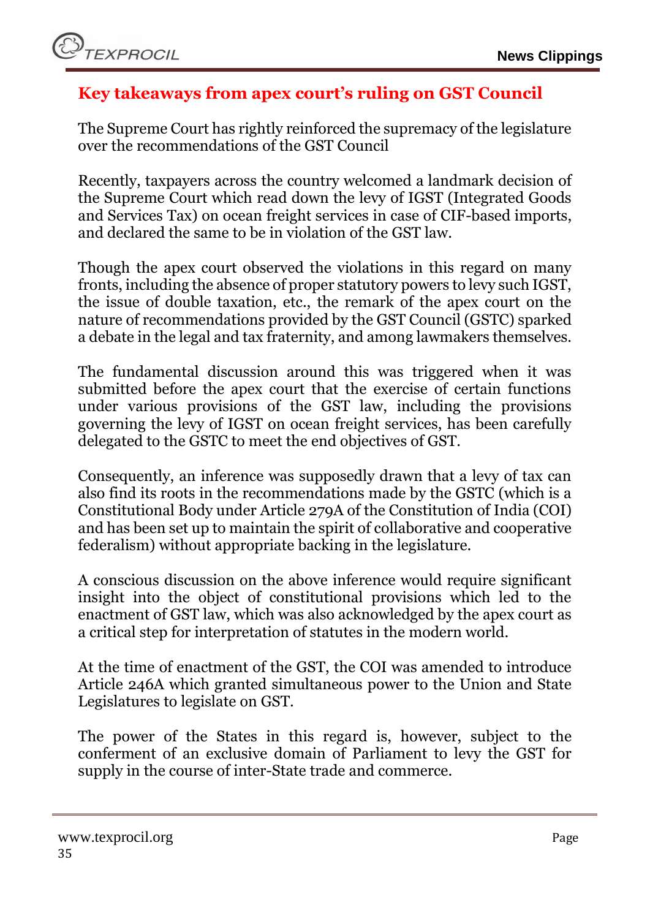## Key takeaways from apex court's ruling on GST Council

The Supreme Court has rightly reinforced the supremacy of the legislature over the recommendations of the GST Council

Recently, taxpayers across the country welcomed a landmark decision of the Supreme Court which read down the levy of IGST (Integrated Goods and Services Tax) on ocean freight services in case of CIF-based imports, and declared the same to be in violation of the GST law.

Though the apex court observed the violations in this regard on many fronts, including the absence of proper statutory powers to levy such IGST, the issue of double taxation, etc., the remark of the apex court on the nature of recommendations provided by the GST Council (GSTC) sparked a debate in the legal and tax fraternity, and among lawmakers themselves.

The fundamental discussion around this was triggered when it was submitted before the apex court that the exercise of certain functions under various provisions of the GST law, including the provisions governing the levy of IGST on ocean freight services, has been carefully delegated to the GSTC to meet the end objectives of GST.

Consequently, an inference was supposedly drawn that a levy of tax can also find its roots in the recommendations made by the GSTC (which is a Constitutional Body under Article 279A of the Constitution of India (COI) and has been set up to maintain the spirit of collaborative and cooperative federalism) without appropriate backing in the legislature.

A conscious discussion on the above inference would require significant insight into the object of constitutional provisions which led to the enactment of GST law, which was also acknowledged by the apex court as a critical step for interpretation of statutes in the modern world.

At the time of enactment of the GST, the COI was amended to introduce Article 246A which granted simultaneous power to the Union and State Legislatures to legislate on GST.

The power of the States in this regard is, however, subject to the conferment of an exclusive domain of Parliament to levy the GST for supply in the course of inter-State trade and commerce.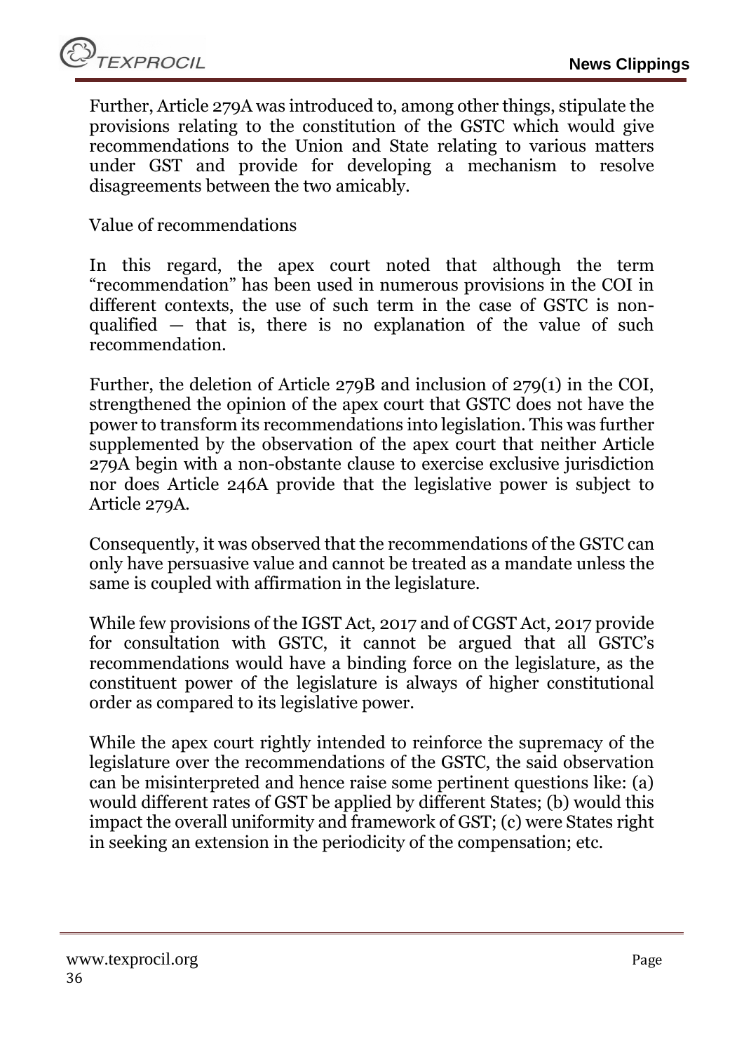Further, Article 279A was introduced to, among other things, stipulate the provisions relating to the constitution of the GSTC which would give recommendations to the Union and State relating to various matters under GST and provide for developing a mechanism to resolve disagreements between the two amicably.

## Value of recommendations

In this regard, the apex court noted that although the term "recommendation" has been used in numerous provisions in the COI in different contexts, the use of such term in the case of GSTC is non-qualified — that is, there is no explanation of the value of such recommendation.

Further, the deletion of Article 279B and inclusion of 279(1) in the COI, strengthened the opinion of the apex court that GSTC does not have the power to transform its recommendations into legislation. This was further supplemented by the observation of the apex court that neither Article 279A begin with a non-obstante clause to exercise exclusive jurisdiction nor does Article 246A provide that the legislative power is subject to Article 279A.

Consequently, it was observed that the recommendations of the GSTC can only have persuasive value and cannot be treated as a mandate unless the same is coupled with affirmation in the legislature.

While few provisions of the IGST Act, 2017 and of CGST Act, 2017 provide for consultation with GSTC, it cannot be argued that all GSTC's recommendations would have a binding force on the legislature, as the constituent power of the legislature is always of higher constitutional order as compared to its legislative power.

While the apex court rightly intended to reinforce the supremacy of the legislature over the recommendations of the GSTC, the said observation can be misinterpreted and hence raise some pertinent questions like: (a) would different rates of GST be applied by different States; (b) would this impact the overall uniformity and framework of GST; (c) were States right in seeking an extension in the periodicity of the compensation; etc.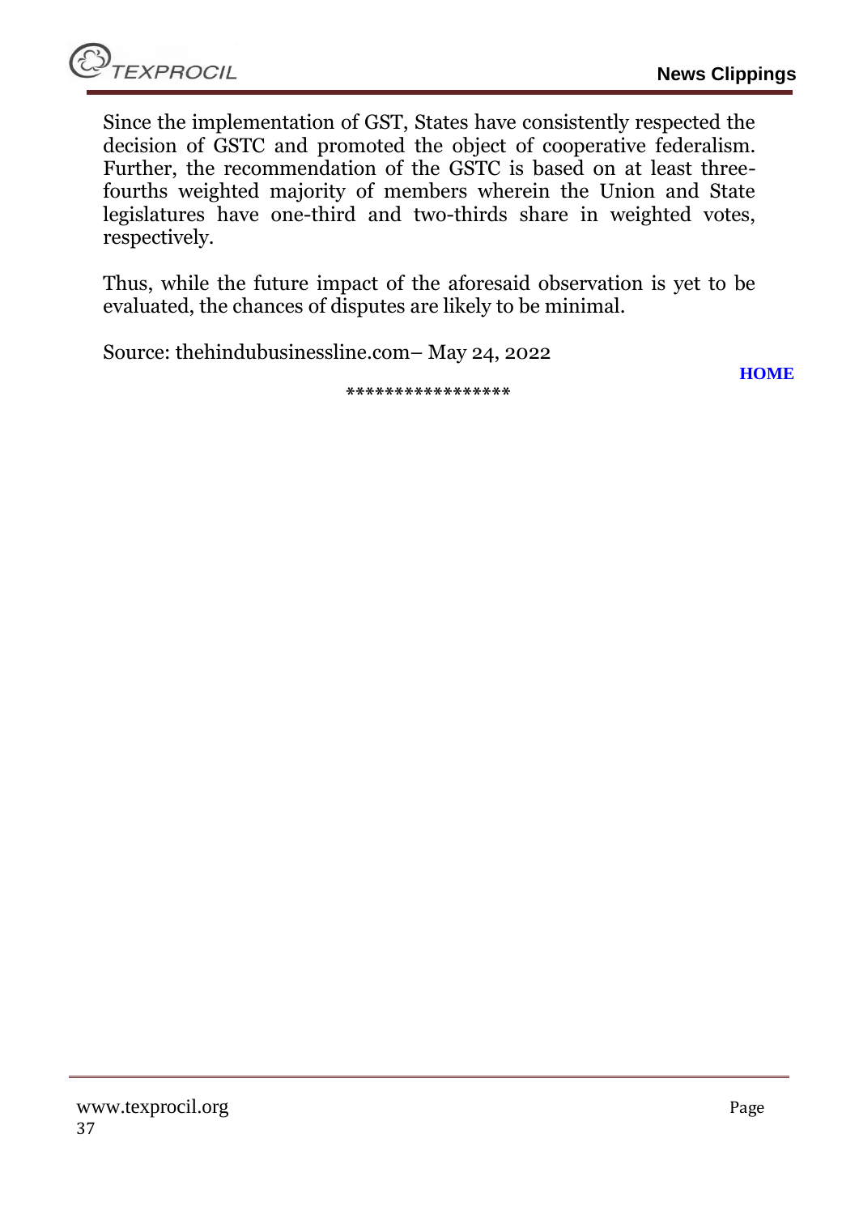Since the implementation of GST, States have consistently respected the decision of GSTC and promoted the object of cooperative federalism. Further, the recommendation of the GSTC is based on at least three-fourths weighted majority of members wherein the Union and State legislatures have one-third and two-thirds share in weighted votes, respectively.

Thus, while the future impact of the aforesaid observation is yet to be evaluated, the chances of disputes are likely to be minimal.

Source: thehindubusinessline.com– May 24, 2022

**HOME**

*****************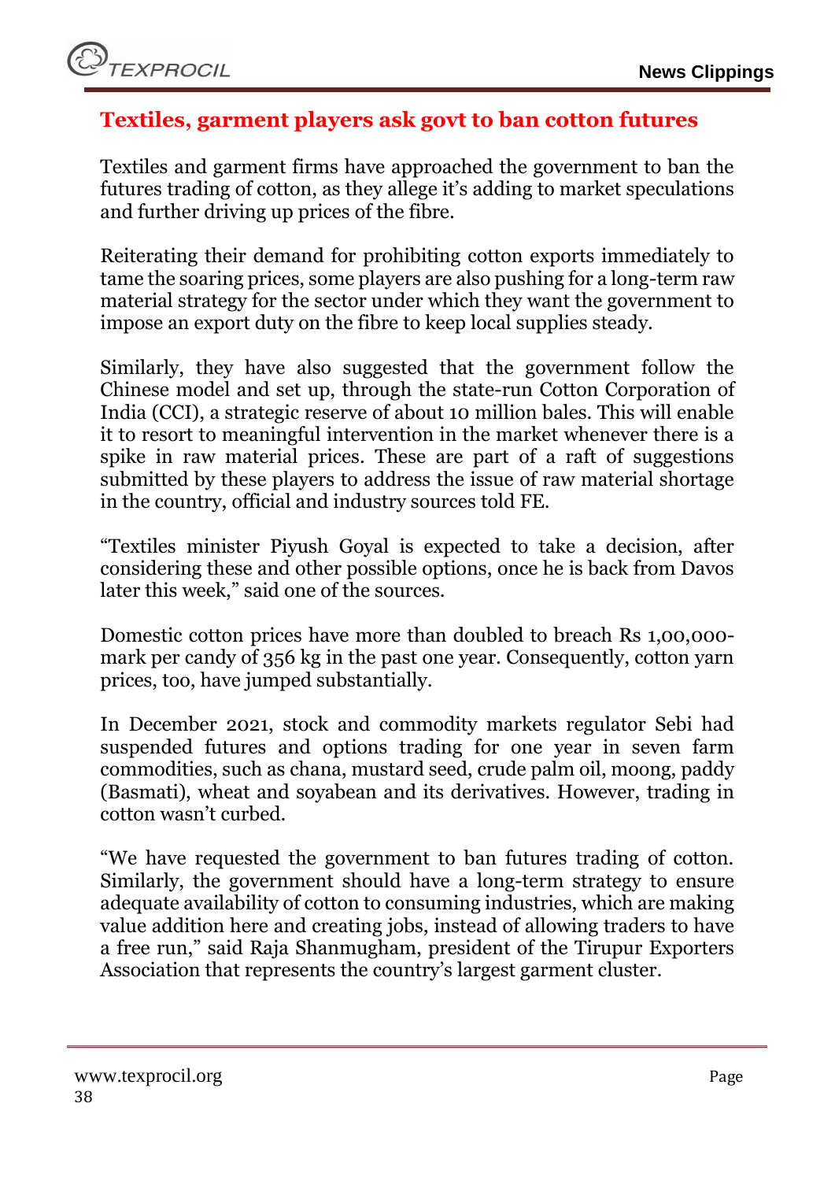## Textiles, garment players ask govt to ban cotton futures

Textiles and garment firms have approached the government to ban the futures trading of cotton, as they allege it's adding to market speculations and further driving up prices of the fibre.

Reiterating their demand for prohibiting cotton exports immediately to tame the soaring prices, some players are also pushing for a long-term raw material strategy for the sector under which they want the government to impose an export duty on the fibre to keep local supplies steady.

Similarly, they have also suggested that the government follow the Chinese model and set up, through the state-run Cotton Corporation of India (CCI), a strategic reserve of about 10 million bales. This will enable it to resort to meaningful intervention in the market whenever there is a spike in raw material prices. These are part of a raft of suggestions submitted by these players to address the issue of raw material shortage in the country, official and industry sources told FE.

"Textiles minister Piyush Goyal is expected to take a decision, after considering these and other possible options, once he is back from Davos later this week," said one of the sources.

Domestic cotton prices have more than doubled to breach Rs 1,00,000-mark per candy of 356 kg in the past one year. Consequently, cotton yarn prices, too, have jumped substantially.

In December 2021, stock and commodity markets regulator Sebi had suspended futures and options trading for one year in seven farm commodities, such as chana, mustard seed, crude palm oil, moong, paddy (Basmati), wheat and soyabean and its derivatives. However, trading in cotton wasn't curbed.

"We have requested the government to ban futures trading of cotton. Similarly, the government should have a long-term strategy to ensure adequate availability of cotton to consuming industries, which are making value addition here and creating jobs, instead of allowing traders to have a free run," said Raja Shanmugham, president of the Tirupur Exporters Association that represents the country's largest garment cluster.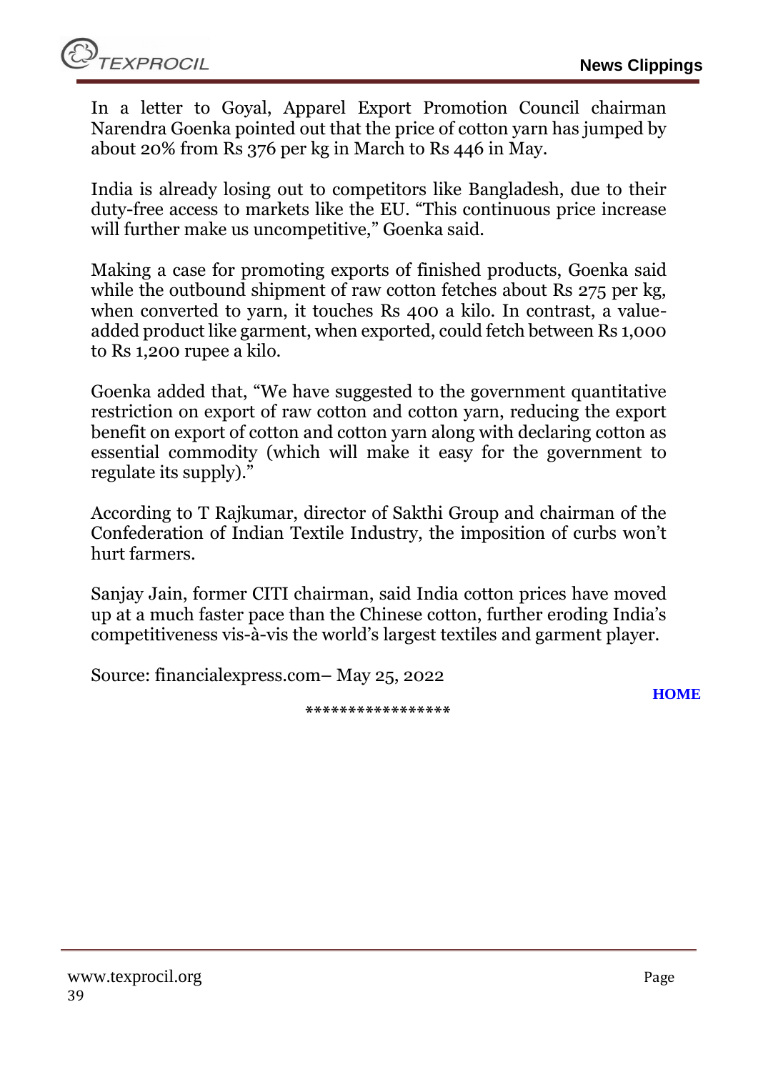In a letter to Goyal, Apparel Export Promotion Council chairman Narendra Goenka pointed out that the price of cotton yarn has jumped by about 20% from Rs 376 per kg in March to Rs 446 in May.

India is already losing out to competitors like Bangladesh, due to their duty-free access to markets like the EU. "This continuous price increase will further make us uncompetitive," Goenka said.

Making a case for promoting exports of finished products, Goenka said while the outbound shipment of raw cotton fetches about Rs 275 per kg, when converted to yarn, it touches Rs 400 a kilo. In contrast, a value-added product like garment, when exported, could fetch between Rs 1,000 to Rs 1,200 rupee a kilo.

Goenka added that, "We have suggested to the government quantitative restriction on export of raw cotton and cotton yarn, reducing the export benefit on export of cotton and cotton yarn along with declaring cotton as essential commodity (which will make it easy for the government to regulate its supply)."

According to T Rajkumar, director of Sakthi Group and chairman of the Confederation of Indian Textile Industry, the imposition of curbs won't hurt farmers.

Sanjay Jain, former CITI chairman, said India cotton prices have moved up at a much faster pace than the Chinese cotton, further eroding India's competitiveness vis-à-vis the world's largest textiles and garment player.

Source: financialexpress.com– May 25, 2022

HOME

*****************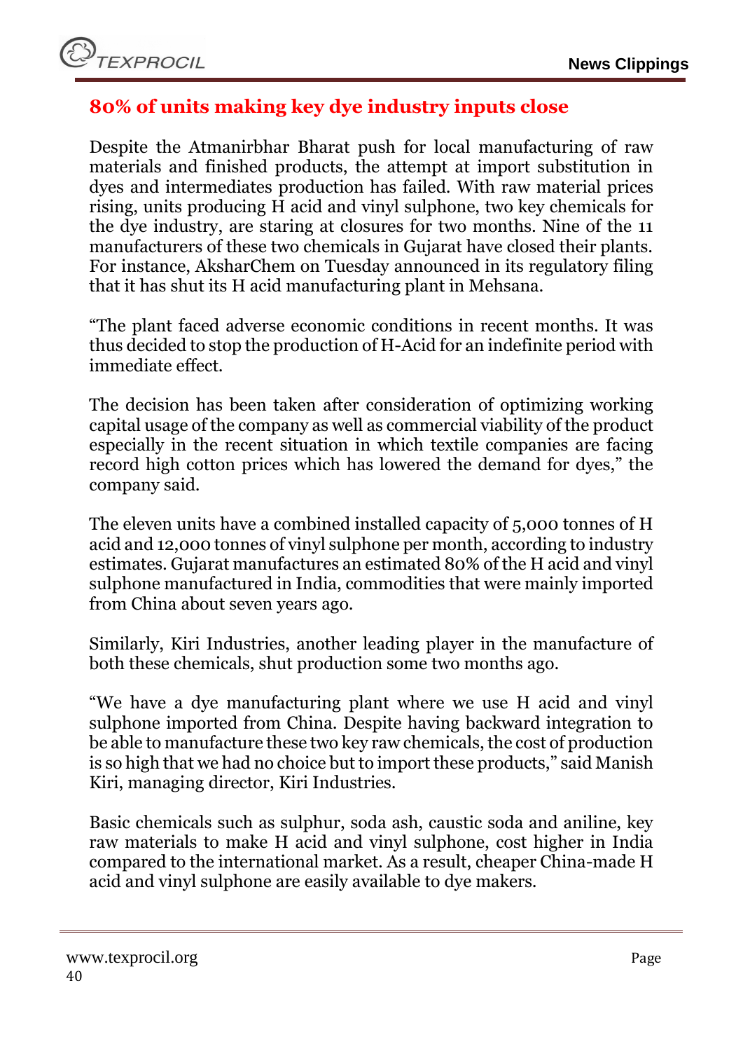## 80% of units making key dye industry inputs close

Despite the Atmanirbhar Bharat push for local manufacturing of raw materials and finished products, the attempt at import substitution in dyes and intermediates production has failed. With raw material prices rising, units producing H acid and vinyl sulphone, two key chemicals for the dye industry, are staring at closures for two months. Nine of the 11 manufacturers of these two chemicals in Gujarat have closed their plants. For instance, AksharChem on Tuesday announced in its regulatory filing that it has shut its H acid manufacturing plant in Mehsana.

"The plant faced adverse economic conditions in recent months. It was thus decided to stop the production of H-Acid for an indefinite period with immediate effect.

The decision has been taken after consideration of optimizing working capital usage of the company as well as commercial viability of the product especially in the recent situation in which textile companies are facing record high cotton prices which has lowered the demand for dyes," the company said.

The eleven units have a combined installed capacity of 5,000 tonnes of H acid and 12,000 tonnes of vinyl sulphone per month, according to industry estimates. Gujarat manufactures an estimated 80% of the H acid and vinyl sulphone manufactured in India, commodities that were mainly imported from China about seven years ago.

Similarly, Kiri Industries, another leading player in the manufacture of both these chemicals, shut production some two months ago.

"We have a dye manufacturing plant where we use H acid and vinyl sulphone imported from China. Despite having backward integration to be able to manufacture these two key raw chemicals, the cost of production is so high that we had no choice but to import these products," said Manish Kiri, managing director, Kiri Industries.

Basic chemicals such as sulphur, soda ash, caustic soda and aniline, key raw materials to make H acid and vinyl sulphone, cost higher in India compared to the international market. As a result, cheaper China-made H acid and vinyl sulphone are easily available to dye makers.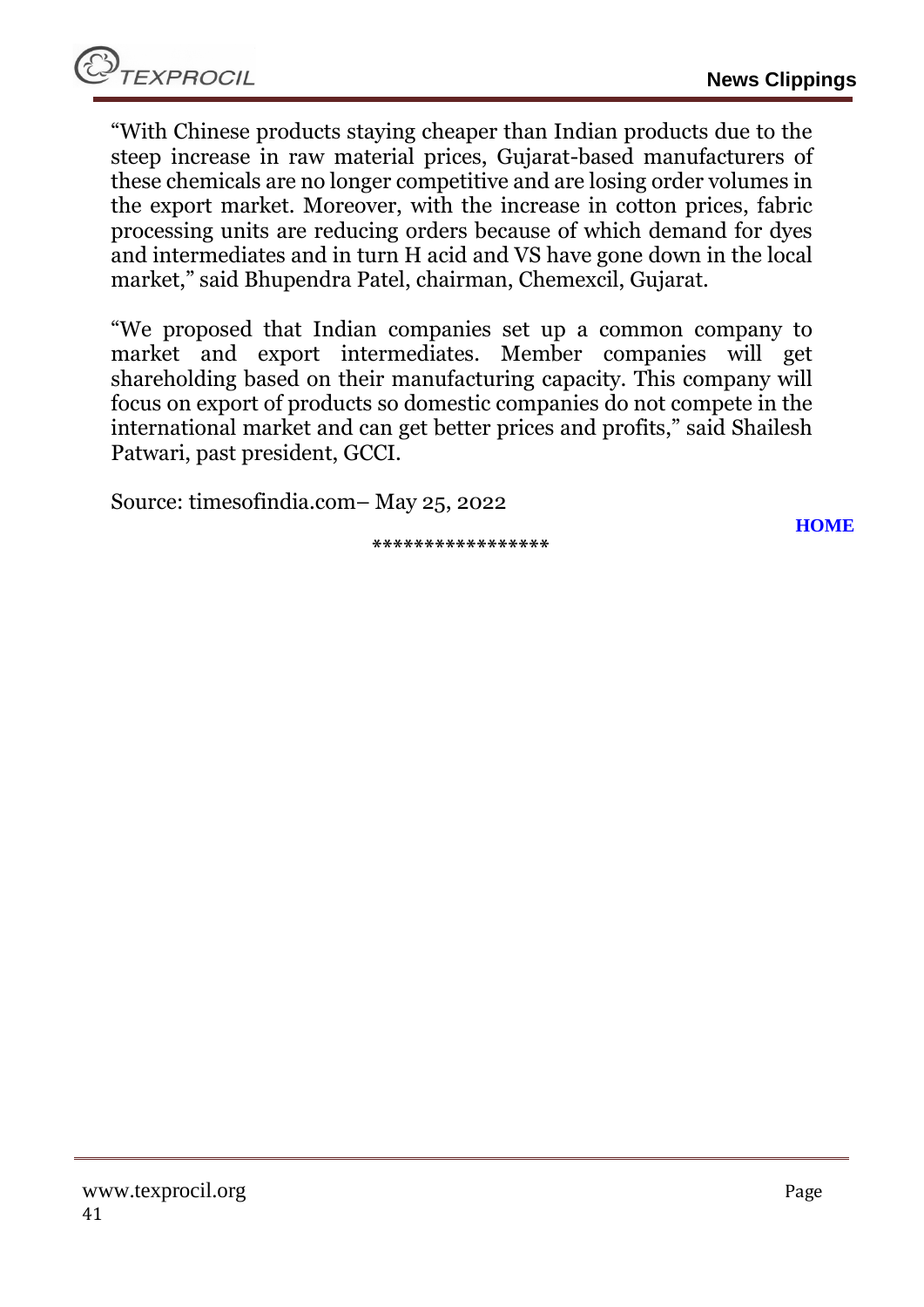"With Chinese products staying cheaper than Indian products due to the steep increase in raw material prices, Gujarat-based manufacturers of these chemicals are no longer competitive and are losing order volumes in the export market. Moreover, with the increase in cotton prices, fabric processing units are reducing orders because of which demand for dyes and intermediates and in turn H acid and VS have gone down in the local market," said Bhupendra Patel, chairman, Chemexcil, Gujarat.

"We proposed that Indian companies set up a common company to market and export intermediates. Member companies will get shareholding based on their manufacturing capacity. This company will focus on export of products so domestic companies do not compete in the international market and can get better prices and profits," said Shailesh Patwari, past president, GCCI.

Source: timesofindia.com– May 25, 2022

**HOME**

*****************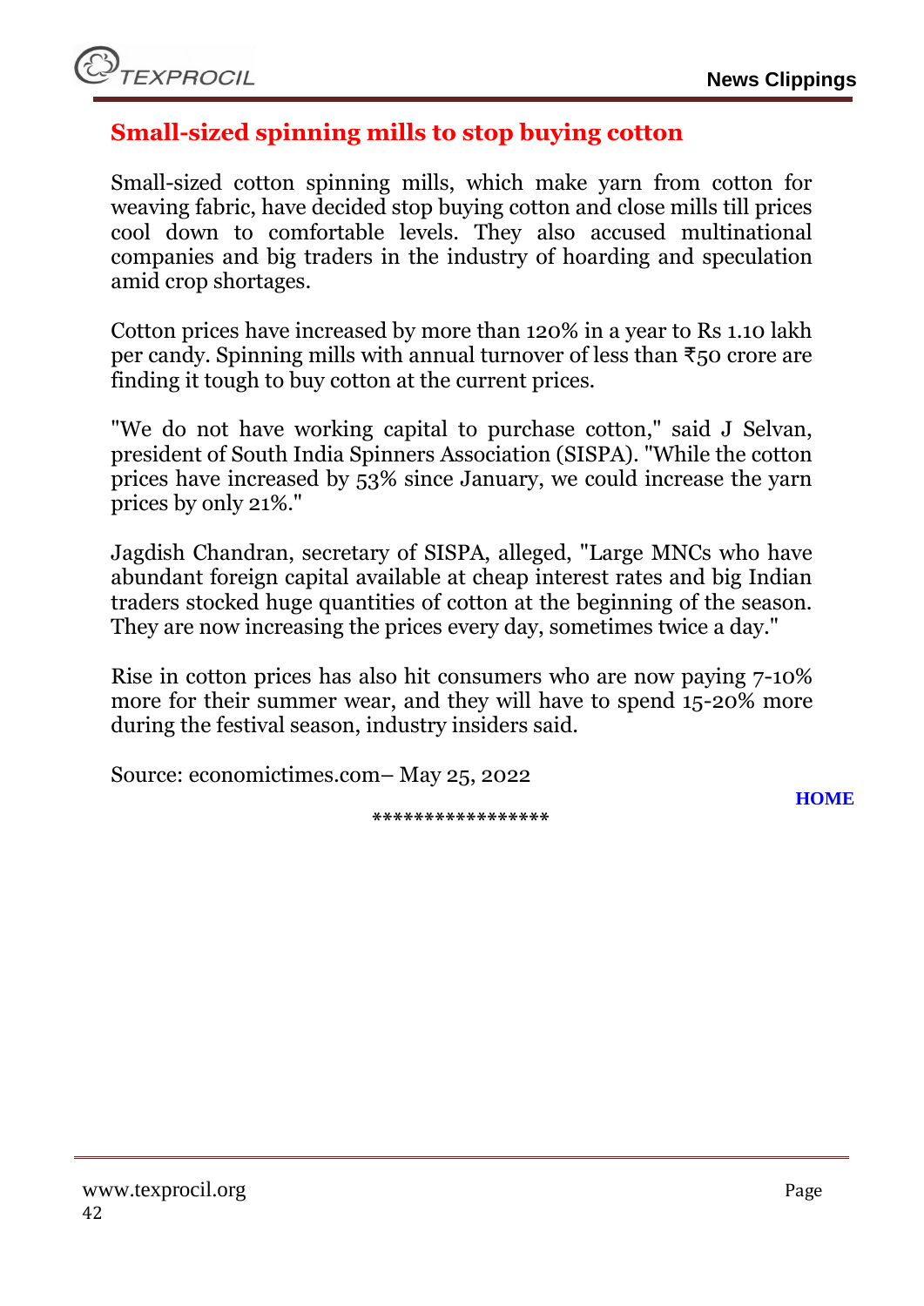## Small-sized spinning mills to stop buying cotton

Small-sized cotton spinning mills, which make yarn from cotton for weaving fabric, have decided stop buying cotton and close mills till prices cool down to comfortable levels. They also accused multinational companies and big traders in the industry of hoarding and speculation amid crop shortages.

Cotton prices have increased by more than 120% in a year to Rs 1.10 lakh per candy. Spinning mills with annual turnover of less than ₹50 crore are finding it tough to buy cotton at the current prices.

"We do not have working capital to purchase cotton," said J Selvan, president of South India Spinners Association (SISPA). "While the cotton prices have increased by 53% since January, we could increase the yarn prices by only 21%."

Jagdish Chandran, secretary of SISPA, alleged, "Large MNCs who have abundant foreign capital available at cheap interest rates and big Indian traders stocked huge quantities of cotton at the beginning of the season. They are now increasing the prices every day, sometimes twice a day."

Rise in cotton prices has also hit consumers who are now paying 7-10% more for their summer wear, and they will have to spend 15-20% more during the festival season, industry insiders said.

Source: economictimes.com– May 25, 2022

HOME

*****************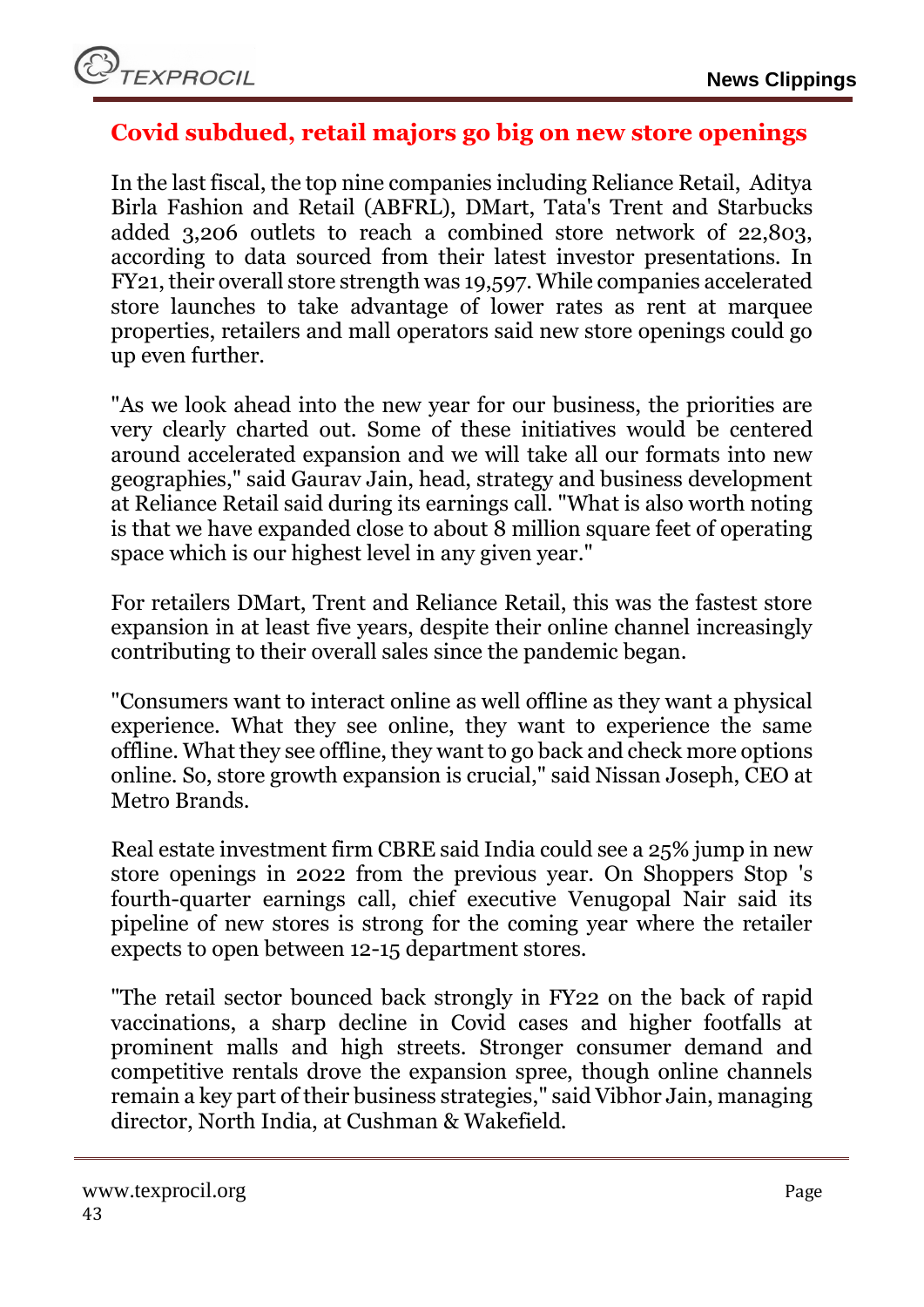## Covid subdued, retail majors go big on new store openings

In the last fiscal, the top nine companies including Reliance Retail, Aditya Birla Fashion and Retail (ABFRL), DMart, Tata's Trent and Starbucks added 3,206 outlets to reach a combined store network of 22,803, according to data sourced from their latest investor presentations. In FY21, their overall store strength was 19,597. While companies accelerated store launches to take advantage of lower rates as rent at marquee properties, retailers and mall operators said new store openings could go up even further.

"As we look ahead into the new year for our business, the priorities are very clearly charted out. Some of these initiatives would be centered around accelerated expansion and we will take all our formats into new geographies," said Gaurav Jain, head, strategy and business development at Reliance Retail said during its earnings call. "What is also worth noting is that we have expanded close to about 8 million square feet of operating space which is our highest level in any given year."

For retailers DMart, Trent and Reliance Retail, this was the fastest store expansion in at least five years, despite their online channel increasingly contributing to their overall sales since the pandemic began.

"Consumers want to interact online as well offline as they want a physical experience. What they see online, they want to experience the same offline. What they see offline, they want to go back and check more options online. So, store growth expansion is crucial," said Nissan Joseph, CEO at Metro Brands.

Real estate investment firm CBRE said India could see a 25% jump in new store openings in 2022 from the previous year. On Shoppers Stop 's fourth-quarter earnings call, chief executive Venugopal Nair said its pipeline of new stores is strong for the coming year where the retailer expects to open between 12-15 department stores.

"The retail sector bounced back strongly in FY22 on the back of rapid vaccinations, a sharp decline in Covid cases and higher footfalls at prominent malls and high streets. Stronger consumer demand and competitive rentals drove the expansion spree, though online channels remain a key part of their business strategies," said Vibhor Jain, managing director, North India, at Cushman & Wakefield.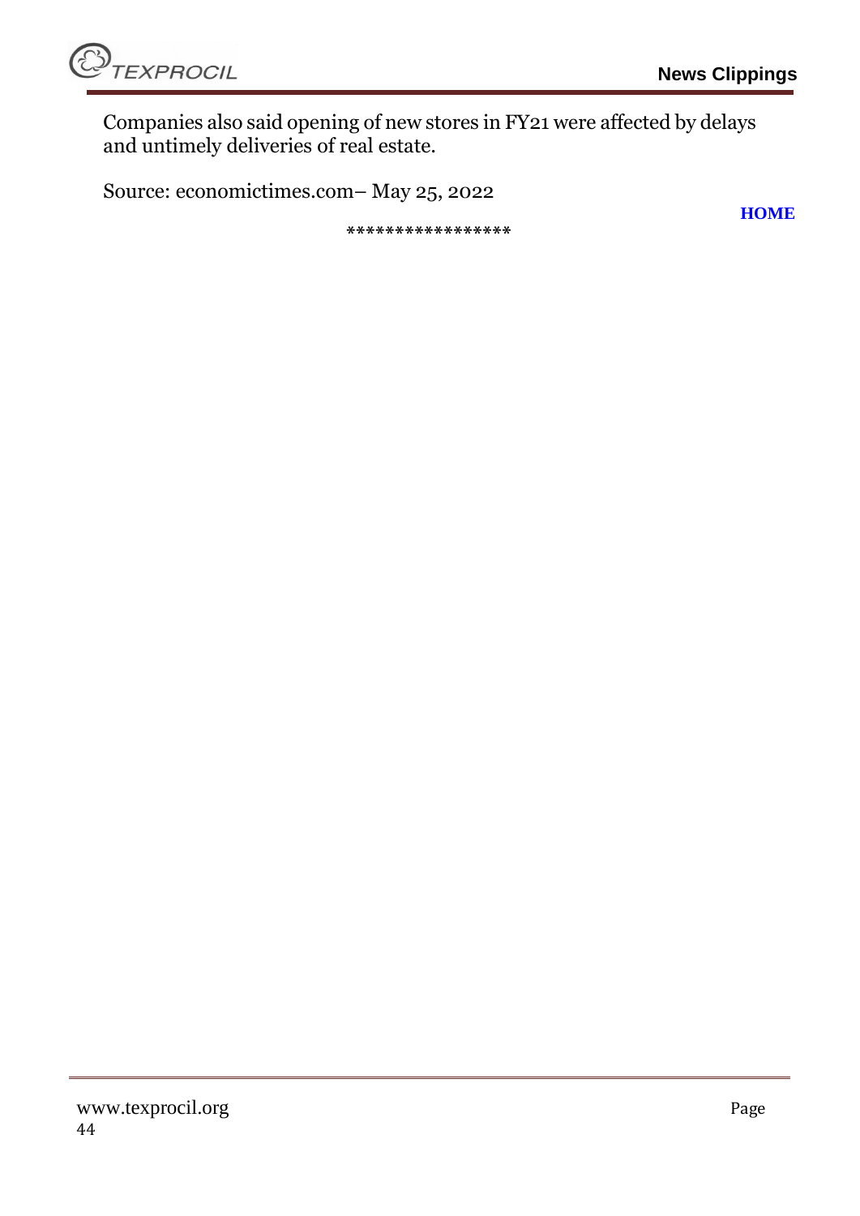Companies also said opening of new stores in FY21 were affected by delays and untimely deliveries of real estate.

Source: economictimes.com– May 25, 2022

**HOME**

*****************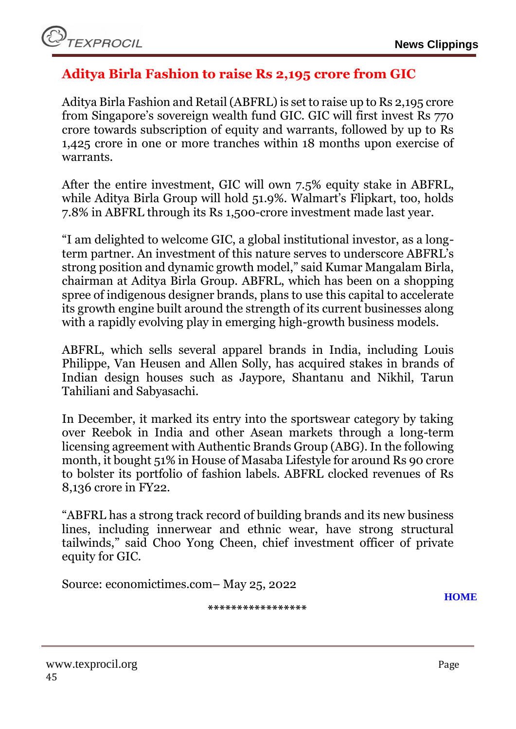## Aditya Birla Fashion to raise Rs 2,195 crore from GIC

Aditya Birla Fashion and Retail (ABFRL) is set to raise up to Rs 2,195 crore from Singapore's sovereign wealth fund GIC. GIC will first invest Rs 770 crore towards subscription of equity and warrants, followed by up to Rs 1,425 crore in one or more tranches within 18 months upon exercise of warrants.

After the entire investment, GIC will own 7.5% equity stake in ABFRL, while Aditya Birla Group will hold 51.9%. Walmart's Flipkart, too, holds 7.8% in ABFRL through its Rs 1,500-crore investment made last year.

"I am delighted to welcome GIC, a global institutional investor, as a long-term partner. An investment of this nature serves to underscore ABFRL's strong position and dynamic growth model," said Kumar Mangalam Birla, chairman at Aditya Birla Group. ABFRL, which has been on a shopping spree of indigenous designer brands, plans to use this capital to accelerate its growth engine built around the strength of its current businesses along with a rapidly evolving play in emerging high-growth business models.

ABFRL, which sells several apparel brands in India, including Louis Philippe, Van Heusen and Allen Solly, has acquired stakes in brands of Indian design houses such as Jaypore, Shantanu and Nikhil, Tarun Tahiliani and Sabyasachi.

In December, it marked its entry into the sportswear category by taking over Reebok in India and other Asean markets through a long-term licensing agreement with Authentic Brands Group (ABG). In the following month, it bought 51% in House of Masaba Lifestyle for around Rs 90 crore to bolster its portfolio of fashion labels. ABFRL clocked revenues of Rs 8,136 crore in FY22.

"ABFRL has a strong track record of building brands and its new business lines, including innerwear and ethnic wear, have strong structural tailwinds," said Choo Yong Cheen, chief investment officer of private equity for GIC.

Source: economictimes.com– May 25, 2022

**HOME**

*****************